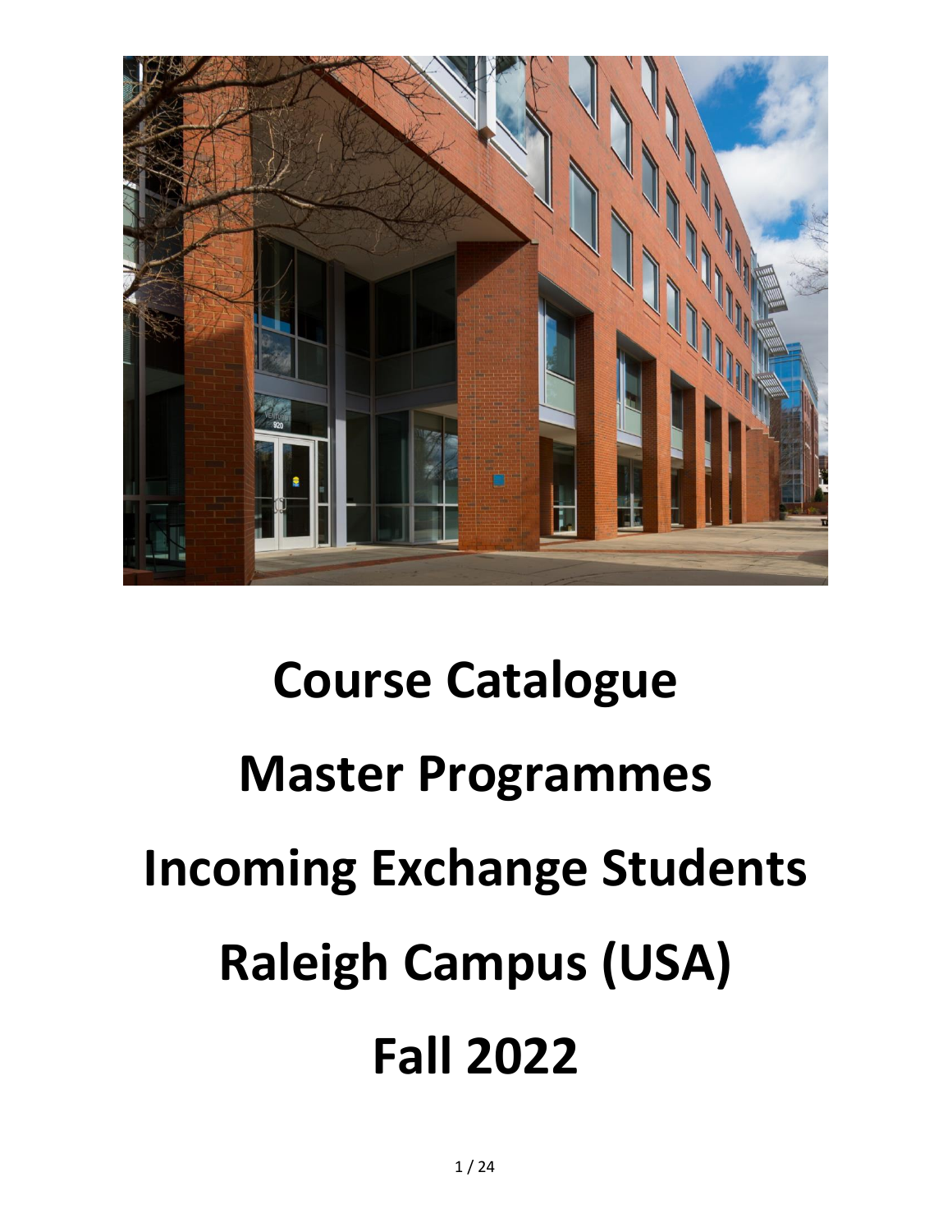# Course Catalogue

# Master Programmes

# Incoming Exchange Students

# Raleigh Campus (USA)

# Fall 2022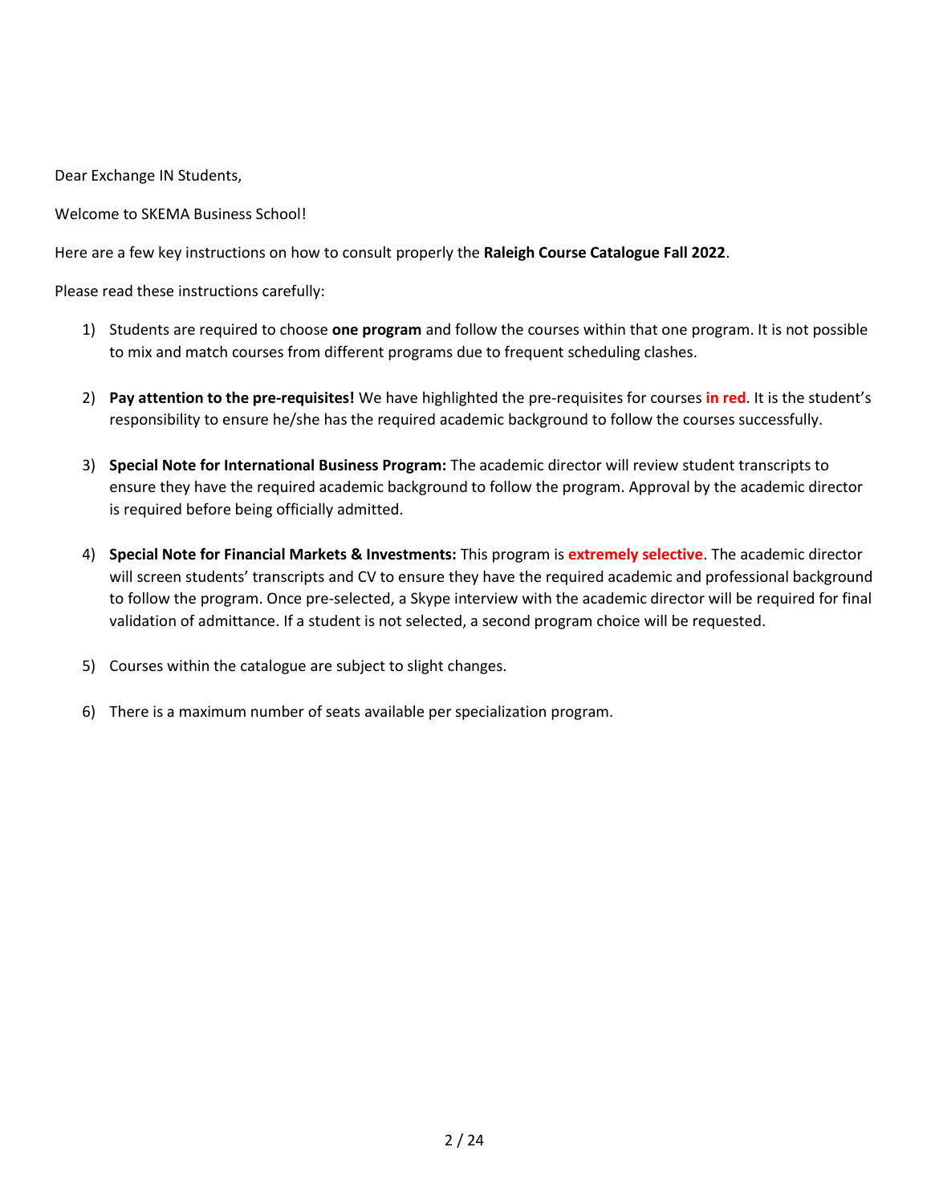Dear Exchange IN Students,

Welcome to SKEMA Business School!

Here are a few key instructions on how to consult properly the **Raleigh Course Catalogue Fall 2022**.

Please read these instructions carefully:

1) Students are required to choose **one program** and follow the courses within that one program. It is not possible to mix and match courses from different programs due to frequent scheduling clashes.

2) **Pay attention to the pre-requisites!** We have highlighted the pre-requisites for courses **in red**. It is the student's responsibility to ensure he/she has the required academic background to follow the courses successfully.

3) **Special Note for International Business Program:** The academic director will review student transcripts to ensure they have the required academic background to follow the program. Approval by the academic director is required before being officially admitted.

4) **Special Note for Financial Markets & Investments:** This program is **extremely selective**. The academic director will screen students' transcripts and CV to ensure they have the required academic and professional background to follow the program. Once pre-selected, a Skype interview with the academic director will be required for final validation of admittance. If a student is not selected, a second program choice will be requested.

5) Courses within the catalogue are subject to slight changes.

6) There is a maximum number of seats available per specialization program.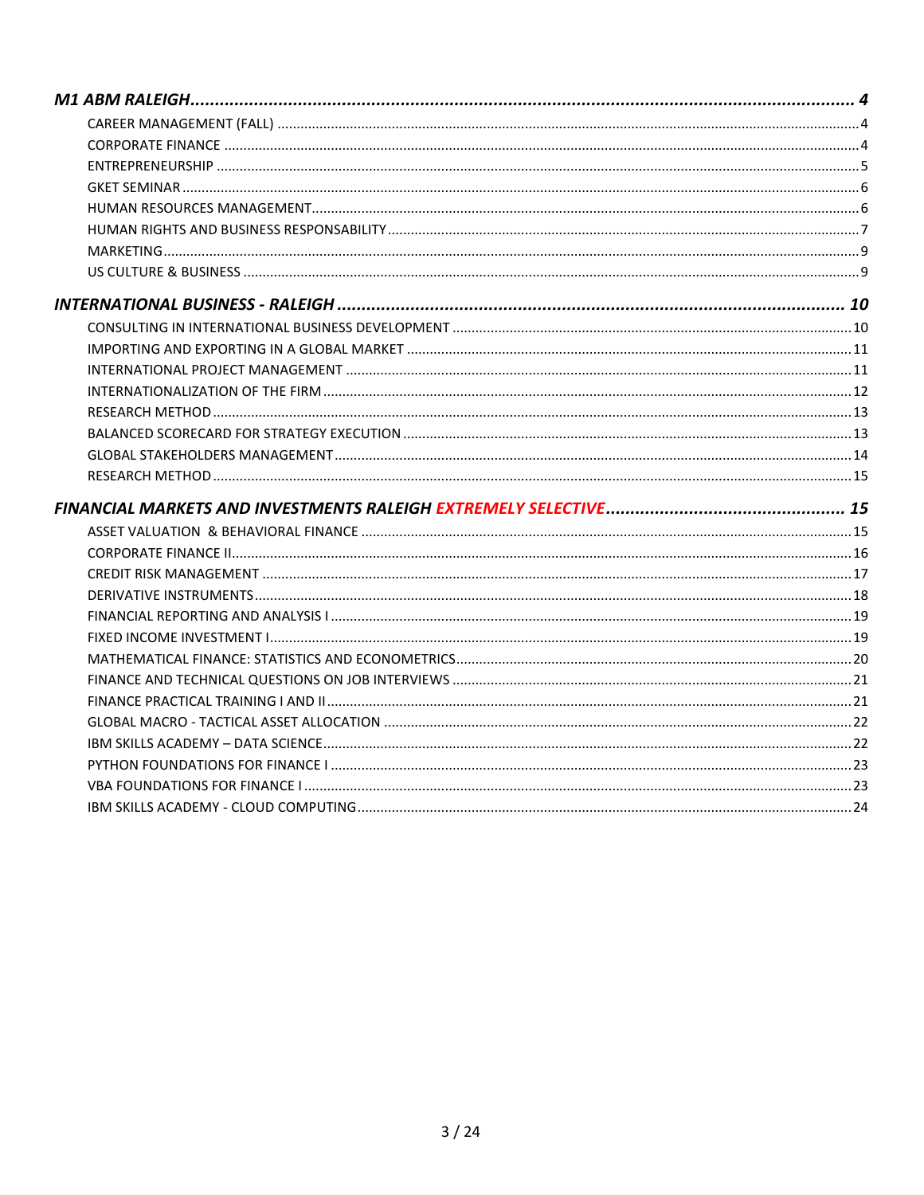***M1 ABM RALEIGH*** **4**

- CAREER MANAGEMENT (FALL) 4
- CORPORATE FINANCE 4
- ENTREPRENEURSHIP 5
- GKET SEMINAR 6
- HUMAN RESOURCES MANAGEMENT 6
- HUMAN RIGHTS AND BUSINESS RESPONSABILITY 7
- MARKETING 9
- US CULTURE & BUSINESS 9

***INTERNATIONAL BUSINESS - RALEIGH*** **10**

- CONSULTING IN INTERNATIONAL BUSINESS DEVELOPMENT 10
- IMPORTING AND EXPORTING IN A GLOBAL MARKET 11
- INTERNATIONAL PROJECT MANAGEMENT 11
- INTERNATIONALIZATION OF THE FIRM 12
- RESEARCH METHOD 13
- BALANCED SCORECARD FOR STRATEGY EXECUTION 13
- GLOBAL STAKEHOLDERS MANAGEMENT 14
- RESEARCH METHOD 15

***FINANCIAL MARKETS AND INVESTMENTS RALEIGH EXTREMELY SELECTIVE*** **15**

- ASSET VALUATION & BEHAVIORAL FINANCE 15
- CORPORATE FINANCE II 16
- CREDIT RISK MANAGEMENT 17
- DERIVATIVE INSTRUMENTS 18
- FINANCIAL REPORTING AND ANALYSIS I 19
- FIXED INCOME INVESTMENT I 19
- MATHEMATICAL FINANCE: STATISTICS AND ECONOMETRICS 20
- FINANCE AND TECHNICAL QUESTIONS ON JOB INTERVIEWS 21
- FINANCE PRACTICAL TRAINING I AND II 21
- GLOBAL MACRO - TACTICAL ASSET ALLOCATION 22
- IBM SKILLS ACADEMY – DATA SCIENCE 22
- PYTHON FOUNDATIONS FOR FINANCE I 23
- VBA FOUNDATIONS FOR FINANCE I 23
- IBM SKILLS ACADEMY - CLOUD COMPUTING 24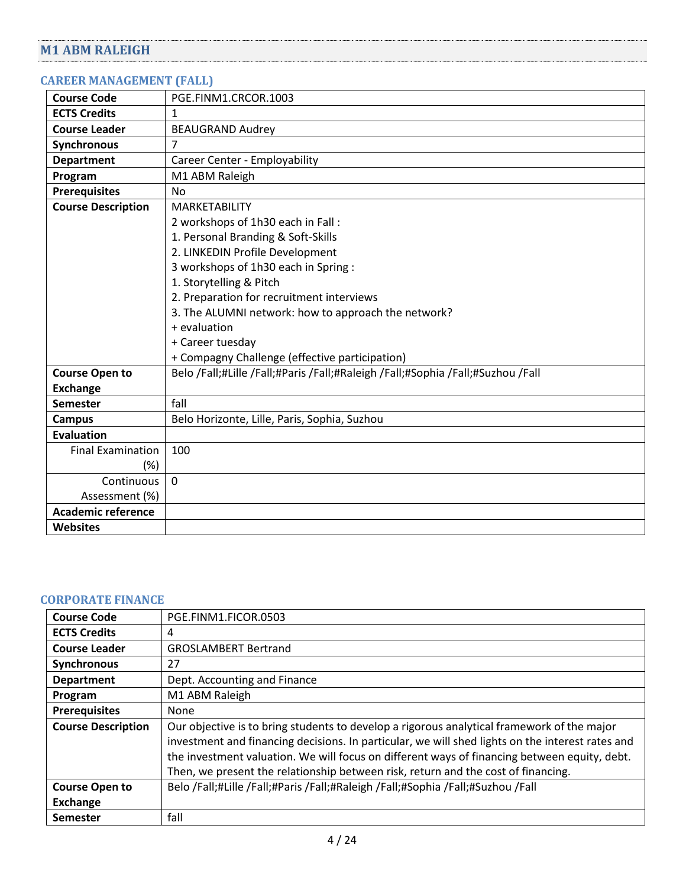## M1 ABM RALEIGH

### CAREER MANAGEMENT (FALL)

| Course Code | PGE.FINM1.CRCOR.1003 |
|---|---|
| ECTS Credits | 1 |
| Course Leader | BEAUGRAND Audrey |
| Synchronous | 7 |
| Department | Career Center - Employability |
| Program | M1 ABM Raleigh |
| Prerequisites | No |
| Course Description | MARKETABILITY<br>2 workshops of 1h30 each in Fall :<br>1. Personal Branding & Soft-Skills<br>2. LINKEDIN Profile Development<br>3 workshops of 1h30 each in Spring :<br>1. Storytelling & Pitch<br>2. Preparation for recruitment interviews<br>3. The ALUMNI network: how to approach the network?<br>+ evaluation<br>+ Career tuesday<br>+ Compagny Challenge (effective participation) |
| Course Open to Exchange | Belo /Fall;#Lille /Fall;#Paris /Fall;#Raleigh /Fall;#Sophia /Fall;#Suzhou /Fall |
| Semester | fall |
| Campus | Belo Horizonte, Lille, Paris, Sophia, Suzhou |
| Evaluation | |
| Final Examination (%) | 100 |
| Continuous Assessment (%) | 0 |
| Academic reference | |
| Websites | |

### CORPORATE FINANCE

| Course Code | PGE.FINM1.FICOR.0503 |
|---|---|
| ECTS Credits | 4 |
| Course Leader | GROSLAMBERT Bertrand |
| Synchronous | 27 |
| Department | Dept. Accounting and Finance |
| Program | M1 ABM Raleigh |
| Prerequisites | None |
| Course Description | Our objective is to bring students to develop a rigorous analytical framework of the major investment and financing decisions. In particular, we will shed lights on the interest rates and the investment valuation. We will focus on different ways of financing between equity, debt. Then, we present the relationship between risk, return and the cost of financing. |
| Course Open to Exchange | Belo /Fall;#Lille /Fall;#Paris /Fall;#Raleigh /Fall;#Sophia /Fall;#Suzhou /Fall |
| Semester | fall |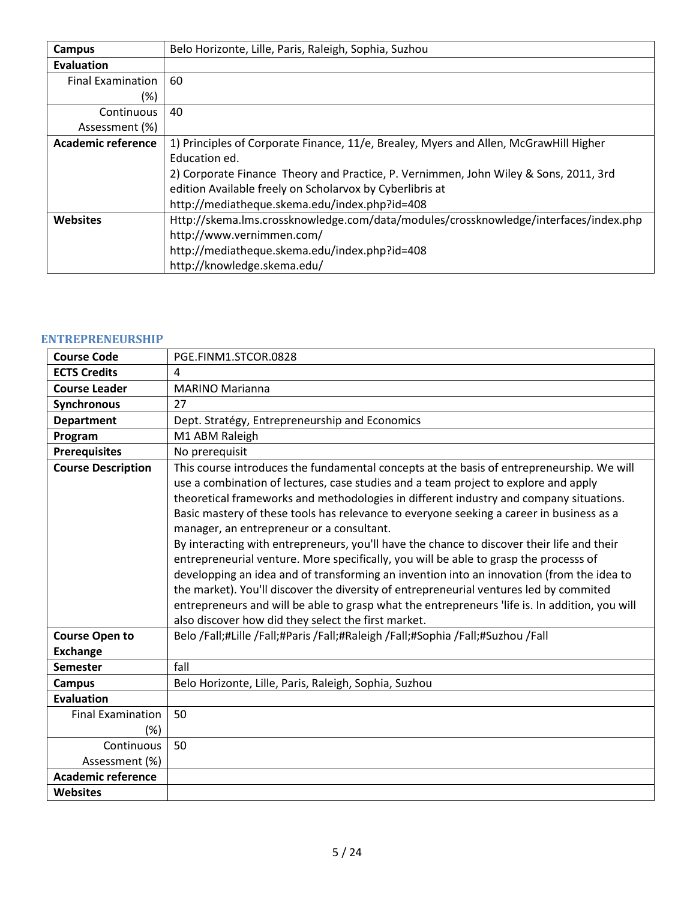| | |
|---|---|
| **Campus** | Belo Horizonte, Lille, Paris, Raleigh, Sophia, Suzhou |
| **Evaluation** | |
| Final Examination (%) | 60 |
| Continuous Assessment (%) | 40 |
| **Academic reference** | 1) Principles of Corporate Finance, 11/e, Brealey, Myers and Allen, McGrawHill Higher Education ed.<br>2) Corporate Finance Theory and Practice, P. Vernimmen, John Wiley & Sons, 2011, 3rd edition Available freely on Scholarvox by Cyberlibris at http://mediatheque.skema.edu/index.php?id=408 |
| **Websites** | Http://skema.lms.crossknowledge.com/data/modules/crossknowledge/interfaces/index.php<br>http://www.vernimmen.com/<br>http://mediatheque.skema.edu/index.php?id=408<br>http://knowledge.skema.edu/ |

### ENTREPRENEURSHIP

| | |
|---|---|
| **Course Code** | PGE.FINM1.STCOR.0828 |
| **ECTS Credits** | 4 |
| **Course Leader** | MARINO Marianna |
| **Synchronous** | 27 |
| **Department** | Dept. Stratégy, Entrepreneurship and Economics |
| **Program** | M1 ABM Raleigh |
| **Prerequisites** | No prerequisit |
| **Course Description** | This course introduces the fundamental concepts at the basis of entrepreneurship. We will use a combination of lectures, case studies and a team project to explore and apply theoretical frameworks and methodologies in different industry and company situations. Basic mastery of these tools has relevance to everyone seeking a career in business as a manager, an entrepreneur or a consultant.<br>By interacting with entrepreneurs, you'll have the chance to discover their life and their entrepreneurial venture. More specifically, you will be able to grasp the processs of developping an idea and of transforming an invention into an innovation (from the idea to the market). You'll discover the diversity of entrepreneurial ventures led by commited entrepreneurs and will be able to grasp what the entrepreneurs 'life is. In addition, you will also discover how did they select the first market. |
| **Course Open to Exchange** | Belo /Fall;#Lille /Fall;#Paris /Fall;#Raleigh /Fall;#Sophia /Fall;#Suzhou /Fall |
| **Semester** | fall |
| **Campus** | Belo Horizonte, Lille, Paris, Raleigh, Sophia, Suzhou |
| **Evaluation** | |
| Final Examination (%) | 50 |
| Continuous Assessment (%) | 50 |
| **Academic reference** | |
| **Websites** | |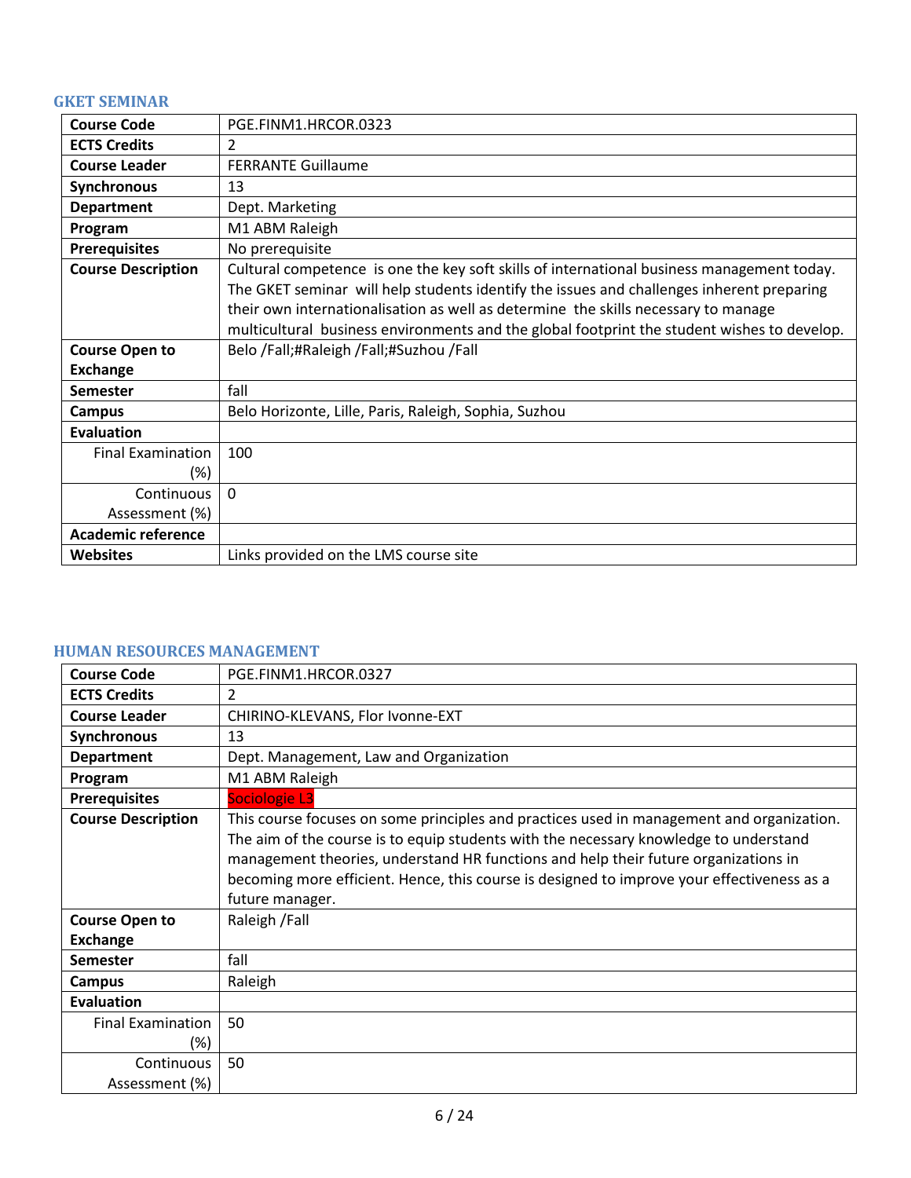### GKET SEMINAR

| Course Code | PGE.FINM1.HRCOR.0323 |
|---|---|
| ECTS Credits | 2 |
| Course Leader | FERRANTE Guillaume |
| Synchronous | 13 |
| Department | Dept. Marketing |
| Program | M1 ABM Raleigh |
| Prerequisites | No prerequisite |
| Course Description | Cultural competence is one the key soft skills of international business management today. The GKET seminar will help students identify the issues and challenges inherent preparing their own internationalisation as well as determine the skills necessary to manage multicultural business environments and the global footprint the student wishes to develop. |
| Course Open to Exchange | Belo /Fall;#Raleigh /Fall;#Suzhou /Fall |
| Semester | fall |
| Campus | Belo Horizonte, Lille, Paris, Raleigh, Sophia, Suzhou |
| Evaluation | |
| Final Examination (%) | 100 |
| Continuous Assessment (%) | 0 |
| Academic reference | |
| Websites | Links provided on the LMS course site |

### HUMAN RESOURCES MANAGEMENT

| Course Code | PGE.FINM1.HRCOR.0327 |
|---|---|
| ECTS Credits | 2 |
| Course Leader | CHIRINO-KLEVANS, Flor Ivonne-EXT |
| Synchronous | 13 |
| Department | Dept. Management, Law and Organization |
| Program | M1 ABM Raleigh |
| Prerequisites | Sociologie L3 |
| Course Description | This course focuses on some principles and practices used in management and organization. The aim of the course is to equip students with the necessary knowledge to understand management theories, understand HR functions and help their future organizations in becoming more efficient. Hence, this course is designed to improve your effectiveness as a future manager. |
| Course Open to Exchange | Raleigh /Fall |
| Semester | fall |
| Campus | Raleigh |
| Evaluation | |
| Final Examination (%) | 50 |
| Continuous Assessment (%) | 50 |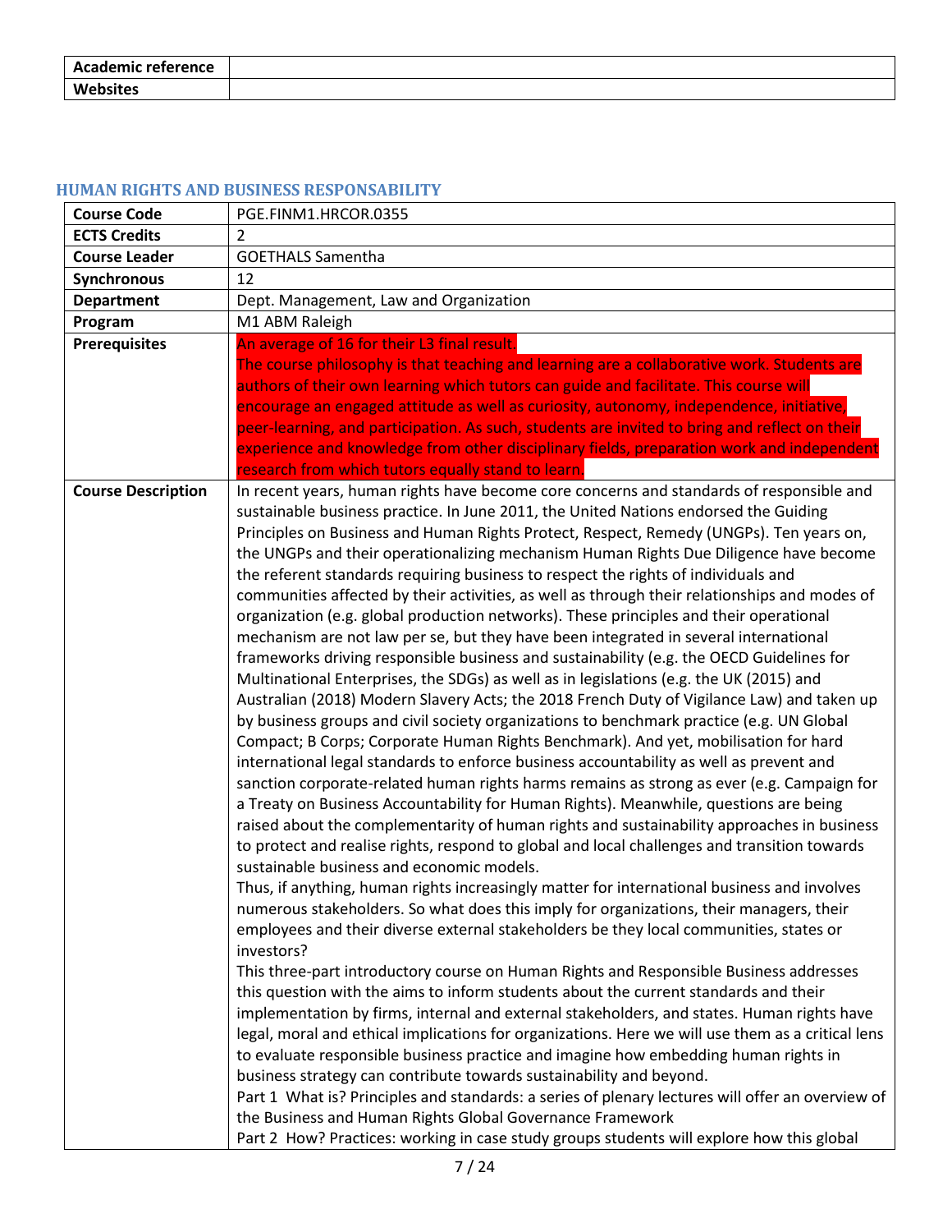| Academic reference | |
|---|---|
| Websites | |

### HUMAN RIGHTS AND BUSINESS RESPONSABILITY

| Course Code | PGE.FINM1.HRCOR.0355 |
|---|---|
| ECTS Credits | 2 |
| Course Leader | GOETHALS Samentha |
| Synchronous | 12 |
| Department | Dept. Management, Law and Organization |
| Program | M1 ABM Raleigh |
| Prerequisites | An average of 16 for their L3 final result.<br>The course philosophy is that teaching and learning are a collaborative work. Students are authors of their own learning which tutors can guide and facilitate. This course will encourage an engaged attitude as well as curiosity, autonomy, independence, initiative, peer-learning, and participation. As such, students are invited to bring and reflect on their experience and knowledge from other disciplinary fields, preparation work and independent research from which tutors equally stand to learn. |
| Course Description | In recent years, human rights have become core concerns and standards of responsible and sustainable business practice. In June 2011, the United Nations endorsed the Guiding Principles on Business and Human Rights Protect, Respect, Remedy (UNGPs). Ten years on, the UNGPs and their operationalizing mechanism Human Rights Due Diligence have become the referent standards requiring business to respect the rights of individuals and communities affected by their activities, as well as through their relationships and modes of organization (e.g. global production networks). These principles and their operational mechanism are not law per se, but they have been integrated in several international frameworks driving responsible business and sustainability (e.g. the OECD Guidelines for Multinational Enterprises, the SDGs) as well as in legislations (e.g. the UK (2015) and Australian (2018) Modern Slavery Acts; the 2018 French Duty of Vigilance Law) and taken up by business groups and civil society organizations to benchmark practice (e.g. UN Global Compact; B Corps; Corporate Human Rights Benchmark). And yet, mobilisation for hard international legal standards to enforce business accountability as well as prevent and sanction corporate-related human rights harms remains as strong as ever (e.g. Campaign for a Treaty on Business Accountability for Human Rights). Meanwhile, questions are being raised about the complementarity of human rights and sustainability approaches in business to protect and realise rights, respond to global and local challenges and transition towards sustainable business and economic models.<br>Thus, if anything, human rights increasingly matter for international business and involves numerous stakeholders. So what does this imply for organizations, their managers, their employees and their diverse external stakeholders be they local communities, states or investors?<br>This three-part introductory course on Human Rights and Responsible Business addresses this question with the aims to inform students about the current standards and their implementation by firms, internal and external stakeholders, and states. Human rights have legal, moral and ethical implications for organizations. Here we will use them as a critical lens to evaluate responsible business practice and imagine how embedding human rights in business strategy can contribute towards sustainability and beyond.<br>Part 1 What is? Principles and standards: a series of plenary lectures will offer an overview of the Business and Human Rights Global Governance Framework<br>Part 2 How? Practices: working in case study groups students will explore how this global |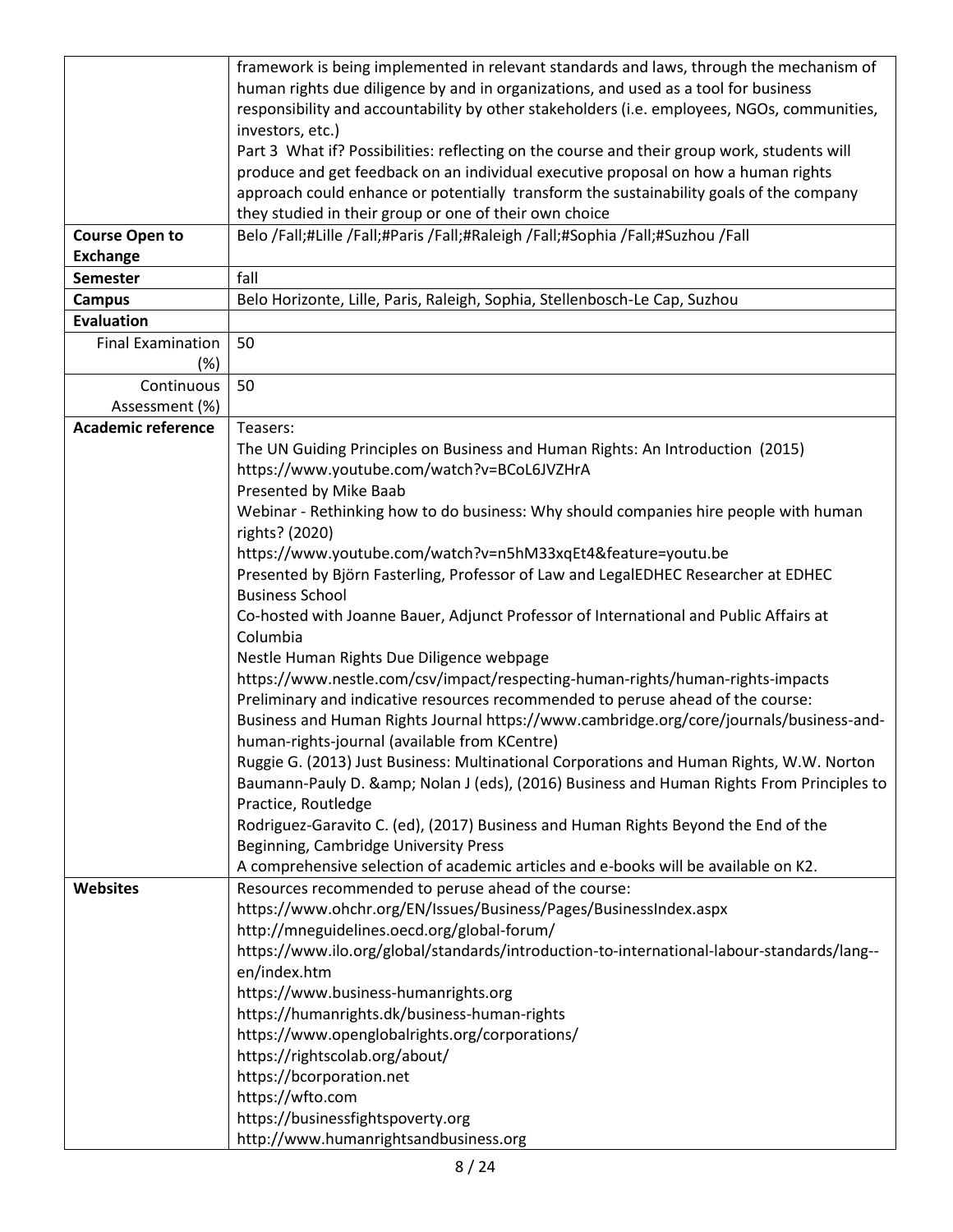| | |
|---|---|
| | framework is being implemented in relevant standards and laws, through the mechanism of human rights due diligence by and in organizations, and used as a tool for business responsibility and accountability by other stakeholders (i.e. employees, NGOs, communities, investors, etc.)<br>Part 3 What if? Possibilities: reflecting on the course and their group work, students will produce and get feedback on an individual executive proposal on how a human rights approach could enhance or potentially transform the sustainability goals of the company they studied in their group or one of their own choice |
| **Course Open to Exchange** | Belo /Fall;#Lille /Fall;#Paris /Fall;#Raleigh /Fall;#Sophia /Fall;#Suzhou /Fall |
| **Semester** | fall |
| **Campus** | Belo Horizonte, Lille, Paris, Raleigh, Sophia, Stellenbosch-Le Cap, Suzhou |
| **Evaluation** | |
| Final Examination (%) | 50 |
| Continuous Assessment (%) | 50 |
| **Academic reference** | Teasers:<br>The UN Guiding Principles on Business and Human Rights: An Introduction (2015)<br>https://www.youtube.com/watch?v=BCoL6JVZHrA<br>Presented by Mike Baab<br>Webinar - Rethinking how to do business: Why should companies hire people with human rights? (2020)<br>https://www.youtube.com/watch?v=n5hM33xqEt4&feature=youtu.be<br>Presented by Björn Fasterling, Professor of Law and LegalEDHEC Researcher at EDHEC Business School<br>Co-hosted with Joanne Bauer, Adjunct Professor of International and Public Affairs at Columbia<br>Nestle Human Rights Due Diligence webpage<br>https://www.nestle.com/csv/impact/respecting-human-rights/human-rights-impacts<br>Preliminary and indicative resources recommended to peruse ahead of the course:<br>Business and Human Rights Journal https://www.cambridge.org/core/journals/business-and-human-rights-journal (available from KCentre)<br>Ruggie G. (2013) Just Business: Multinational Corporations and Human Rights, W.W. Norton<br>Baumann-Pauly D. &amp; Nolan J (eds), (2016) Business and Human Rights From Principles to Practice, Routledge<br>Rodriguez-Garavito C. (ed), (2017) Business and Human Rights Beyond the End of the Beginning, Cambridge University Press<br>A comprehensive selection of academic articles and e-books will be available on K2. |
| **Websites** | Resources recommended to peruse ahead of the course:<br>https://www.ohchr.org/EN/Issues/Business/Pages/BusinessIndex.aspx<br>http://mneguidelines.oecd.org/global-forum/<br>https://www.ilo.org/global/standards/introduction-to-international-labour-standards/lang--en/index.htm<br>https://www.business-humanrights.org<br>https://humanrights.dk/business-human-rights<br>https://www.openglobalrights.org/corporations/<br>https://rightscolab.org/about/<br>https://bcorporation.net<br>https://wfto.com<br>https://businessfightspoverty.org<br>http://www.humanrightsandbusiness.org |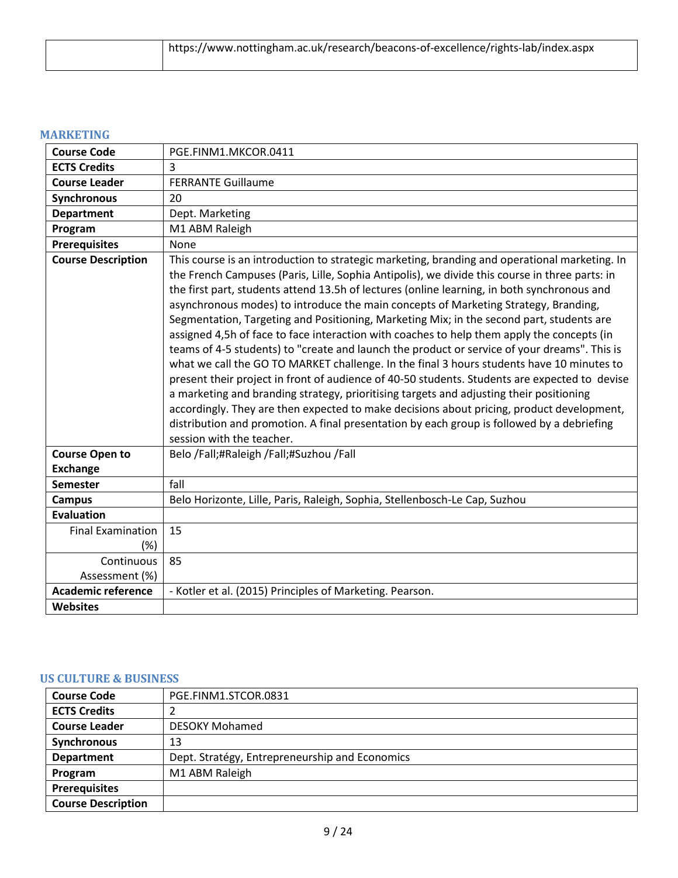| | https://www.nottingham.ac.uk/research/beacons-of-excellence/rights-lab/index.aspx |
|---|---|

## MARKETING

| **Course Code** | PGE.FINM1.MKCOR.0411 |
|---|---|
| **ECTS Credits** | 3 |
| **Course Leader** | FERRANTE Guillaume |
| **Synchronous** | 20 |
| **Department** | Dept. Marketing |
| **Program** | M1 ABM Raleigh |
| **Prerequisites** | None |
| **Course Description** | This course is an introduction to strategic marketing, branding and operational marketing. In the French Campuses (Paris, Lille, Sophia Antipolis), we divide this course in three parts: in the first part, students attend 13.5h of lectures (online learning, in both synchronous and asynchronous modes) to introduce the main concepts of Marketing Strategy, Branding, Segmentation, Targeting and Positioning, Marketing Mix; in the second part, students are assigned 4,5h of face to face interaction with coaches to help them apply the concepts (in teams of 4-5 students) to "create and launch the product or service of your dreams". This is what we call the GO TO MARKET challenge. In the final 3 hours students have 10 minutes to present their project in front of audience of 40-50 students. Students are expected to devise a marketing and branding strategy, prioritising targets and adjusting their positioning accordingly. They are then expected to make decisions about pricing, product development, distribution and promotion. A final presentation by each group is followed by a debriefing session with the teacher. |
| **Course Open to Exchange** | Belo /Fall;#Raleigh /Fall;#Suzhou /Fall |
| **Semester** | fall |
| **Campus** | Belo Horizonte, Lille, Paris, Raleigh, Sophia, Stellenbosch-Le Cap, Suzhou |
| **Evaluation** | |
| Final Examination (%) | 15 |
| Continuous Assessment (%) | 85 |
| **Academic reference** | - Kotler et al. (2015) Principles of Marketing. Pearson. |
| **Websites** | |

## US CULTURE & BUSINESS

| **Course Code** | PGE.FINM1.STCOR.0831 |
|---|---|
| **ECTS Credits** | 2 |
| **Course Leader** | DESOKY Mohamed |
| **Synchronous** | 13 |
| **Department** | Dept. Stratégy, Entrepreneurship and Economics |
| **Program** | M1 ABM Raleigh |
| **Prerequisites** | |
| **Course Description** | |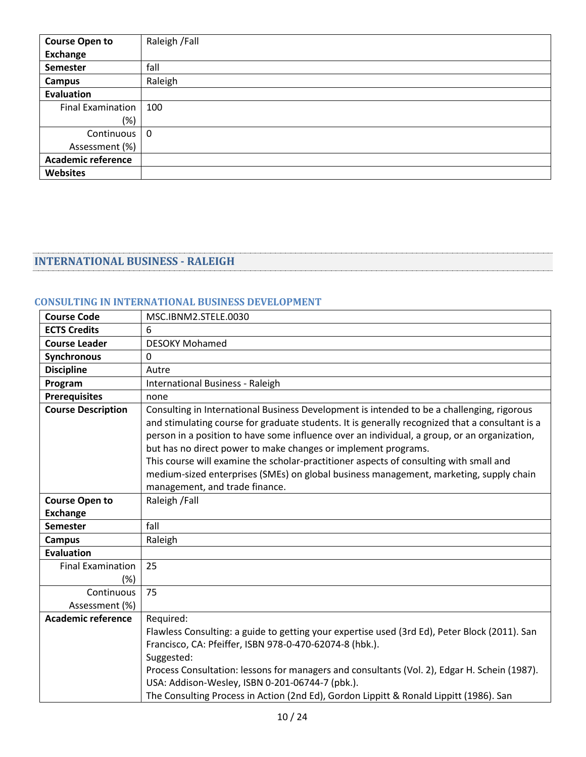| Course Open to Exchange | Raleigh /Fall |
|---|---|
| Semester | fall |
| Campus | Raleigh |
| Evaluation | |
| Final Examination (%) | 100 |
| Continuous Assessment (%) | 0 |
| Academic reference | |
| Websites | |

## INTERNATIONAL BUSINESS - RALEIGH

### CONSULTING IN INTERNATIONAL BUSINESS DEVELOPMENT

| Course Code | MSC.IBNM2.STELE.0030 |
|---|---|
| ECTS Credits | 6 |
| Course Leader | DESOKY Mohamed |
| Synchronous | 0 |
| Discipline | Autre |
| Program | International Business - Raleigh |
| Prerequisites | none |
| Course Description | Consulting in International Business Development is intended to be a challenging, rigorous and stimulating course for graduate students. It is generally recognized that a consultant is a person in a position to have some influence over an individual, a group, or an organization, but has no direct power to make changes or implement programs.<br>This course will examine the scholar-practitioner aspects of consulting with small and medium-sized enterprises (SMEs) on global business management, marketing, supply chain management, and trade finance. |
| Course Open to Exchange | Raleigh /Fall |
| Semester | fall |
| Campus | Raleigh |
| Evaluation | |
| Final Examination (%) | 25 |
| Continuous Assessment (%) | 75 |
| Academic reference | Required:<br>Flawless Consulting: a guide to getting your expertise used (3rd Ed), Peter Block (2011). San Francisco, CA: Pfeiffer, ISBN 978-0-470-62074-8 (hbk.).<br>Suggested:<br>Process Consultation: lessons for managers and consultants (Vol. 2), Edgar H. Schein (1987). USA: Addison-Wesley, ISBN 0-201-06744-7 (pbk.).<br>The Consulting Process in Action (2nd Ed), Gordon Lippitt & Ronald Lippitt (1986). San |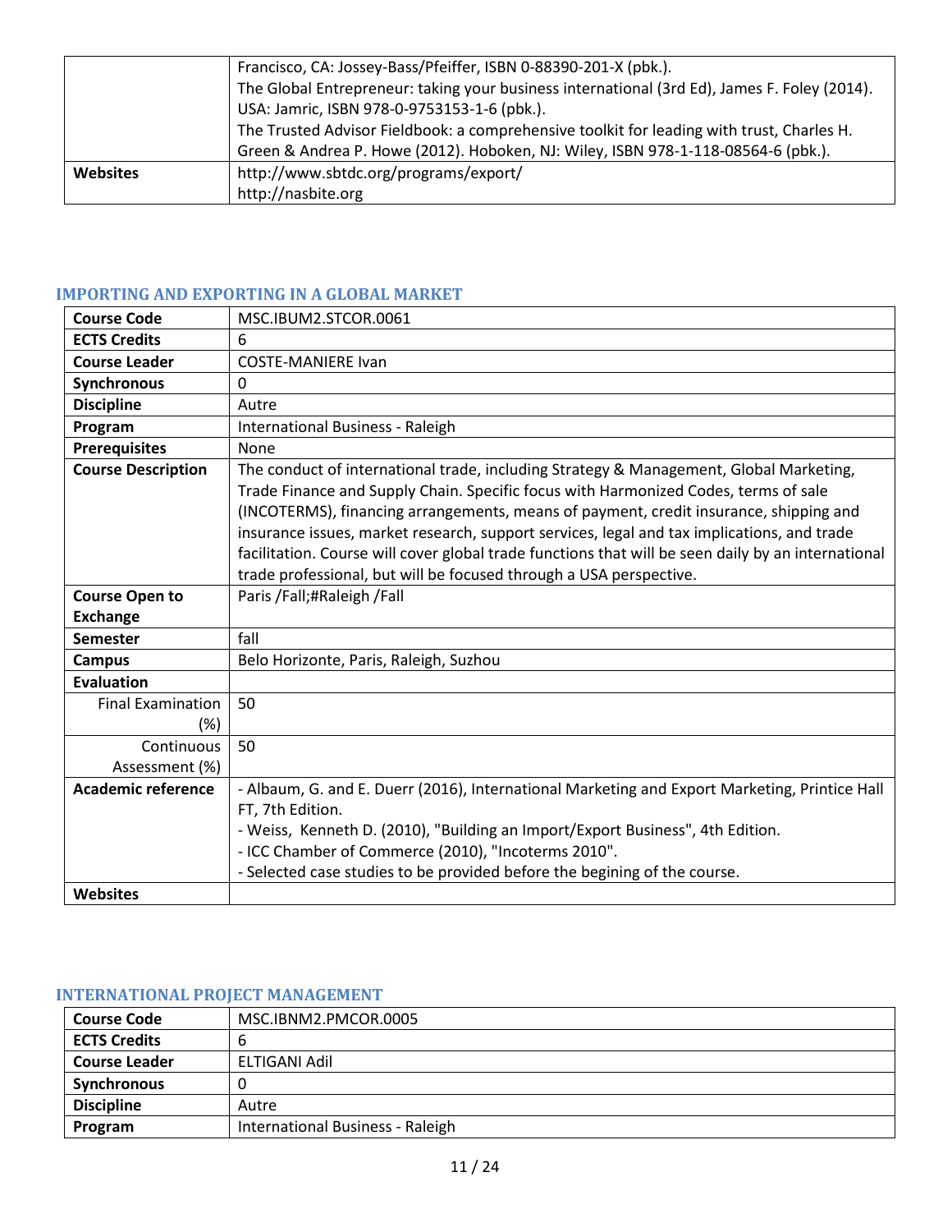| | |
|---|---|
| | Francisco, CA: Jossey-Bass/Pfeiffer, ISBN 0-88390-201-X (pbk.).<br>The Global Entrepreneur: taking your business international (3rd Ed), James F. Foley (2014). USA: Jamric, ISBN 978-0-9753153-1-6 (pbk.).<br>The Trusted Advisor Fieldbook: a comprehensive toolkit for leading with trust, Charles H. Green & Andrea P. Howe (2012). Hoboken, NJ: Wiley, ISBN 978-1-118-08564-6 (pbk.). |
| **Websites** | http://www.sbtdc.org/programs/export/<br>http://nasbite.org |

## IMPORTING AND EXPORTING IN A GLOBAL MARKET

| | |
|---|---|
| **Course Code** | MSC.IBUM2.STCOR.0061 |
| **ECTS Credits** | 6 |
| **Course Leader** | COSTE-MANIERE Ivan |
| **Synchronous** | 0 |
| **Discipline** | Autre |
| **Program** | International Business - Raleigh |
| **Prerequisites** | None |
| **Course Description** | The conduct of international trade, including Strategy & Management, Global Marketing, Trade Finance and Supply Chain. Specific focus with Harmonized Codes, terms of sale (INCOTERMS), financing arrangements, means of payment, credit insurance, shipping and insurance issues, market research, support services, legal and tax implications, and trade facilitation. Course will cover global trade functions that will be seen daily by an international trade professional, but will be focused through a USA perspective. |
| **Course Open to Exchange** | Paris /Fall;#Raleigh /Fall |
| **Semester** | fall |
| **Campus** | Belo Horizonte, Paris, Raleigh, Suzhou |
| **Evaluation** | |
| Final Examination (%) | 50 |
| Continuous Assessment (%) | 50 |
| **Academic reference** | - Albaum, G. and E. Duerr (2016), International Marketing and Export Marketing, Printice Hall FT, 7th Edition.<br>- Weiss, Kenneth D. (2010), "Building an Import/Export Business", 4th Edition.<br>- ICC Chamber of Commerce (2010), "Incoterms 2010".<br>- Selected case studies to be provided before the begining of the course. |
| **Websites** | |

## INTERNATIONAL PROJECT MANAGEMENT

| | |
|---|---|
| **Course Code** | MSC.IBNM2.PMCOR.0005 |
| **ECTS Credits** | 6 |
| **Course Leader** | ELTIGANI Adil |
| **Synchronous** | 0 |
| **Discipline** | Autre |
| **Program** | International Business - Raleigh |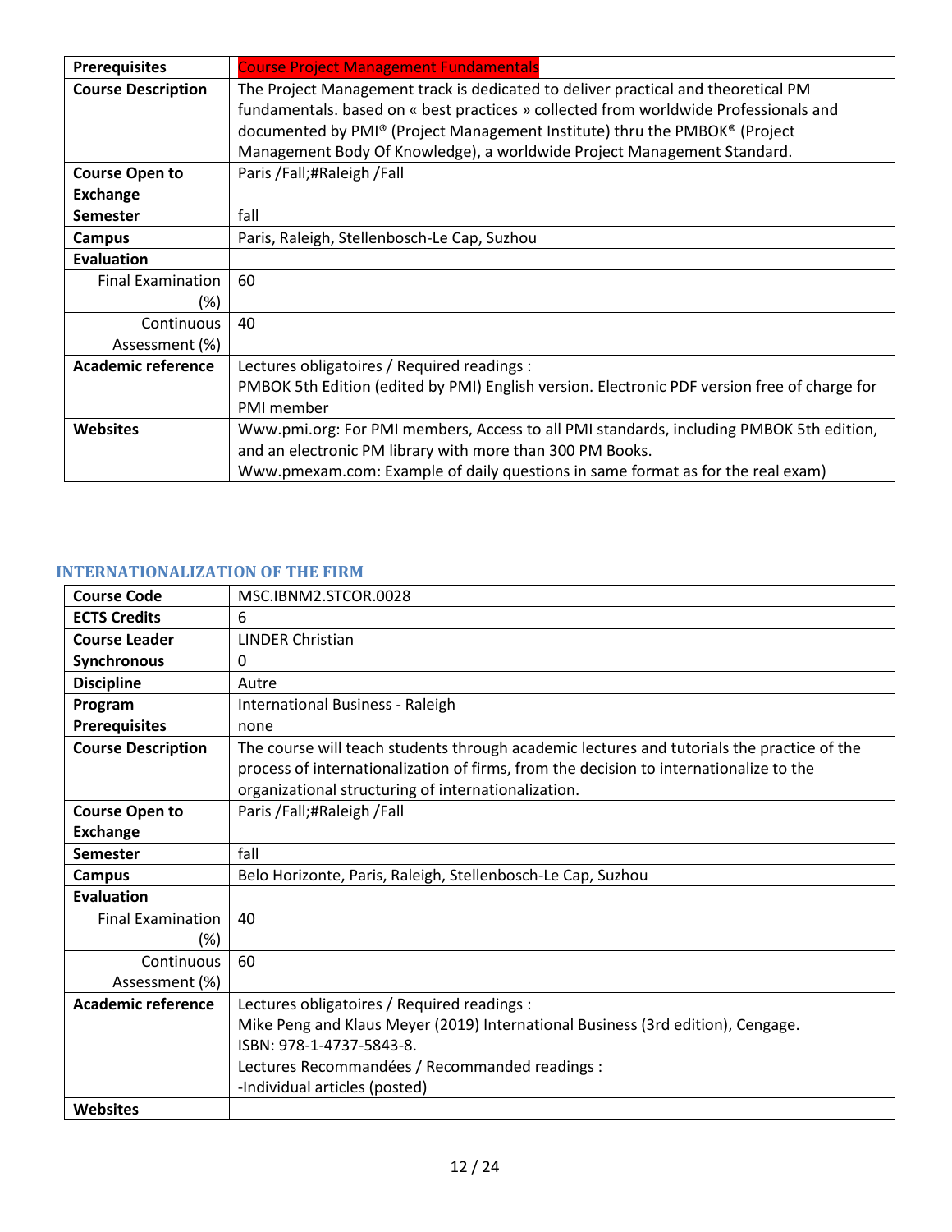| Prerequisites | Course Project Management Fundamentals |
|---|---|
| Course Description | The Project Management track is dedicated to deliver practical and theoretical PM fundamentals. based on « best practices » collected from worldwide Professionals and documented by PMI® (Project Management Institute) thru the PMBOK® (Project Management Body Of Knowledge), a worldwide Project Management Standard. |
| Course Open to Exchange | Paris /Fall;#Raleigh /Fall |
| Semester | fall |
| Campus | Paris, Raleigh, Stellenbosch-Le Cap, Suzhou |
| Evaluation | |
| Final Examination (%) | 60 |
| Continuous Assessment (%) | 40 |
| Academic reference | Lectures obligatoires / Required readings :<br>PMBOK 5th Edition (edited by PMI) English version. Electronic PDF version free of charge for PMI member |
| Websites | Www.pmi.org: For PMI members, Access to all PMI standards, including PMBOK 5th edition, and an electronic PM library with more than 300 PM Books.<br>Www.pmexam.com: Example of daily questions in same format as for the real exam) |

## INTERNATIONALIZATION OF THE FIRM

| Course Code | MSC.IBNM2.STCOR.0028 |
|---|---|
| ECTS Credits | 6 |
| Course Leader | LINDER Christian |
| Synchronous | 0 |
| Discipline | Autre |
| Program | International Business - Raleigh |
| Prerequisites | none |
| Course Description | The course will teach students through academic lectures and tutorials the practice of the process of internationalization of firms, from the decision to internationalize to the organizational structuring of internationalization. |
| Course Open to Exchange | Paris /Fall;#Raleigh /Fall |
| Semester | fall |
| Campus | Belo Horizonte, Paris, Raleigh, Stellenbosch-Le Cap, Suzhou |
| Evaluation | |
| Final Examination (%) | 40 |
| Continuous Assessment (%) | 60 |
| Academic reference | Lectures obligatoires / Required readings :<br>Mike Peng and Klaus Meyer (2019) International Business (3rd edition), Cengage. ISBN: 978-1-4737-5843-8.<br>Lectures Recommandées / Recommanded readings :<br>-Individual articles (posted) |
| Websites | |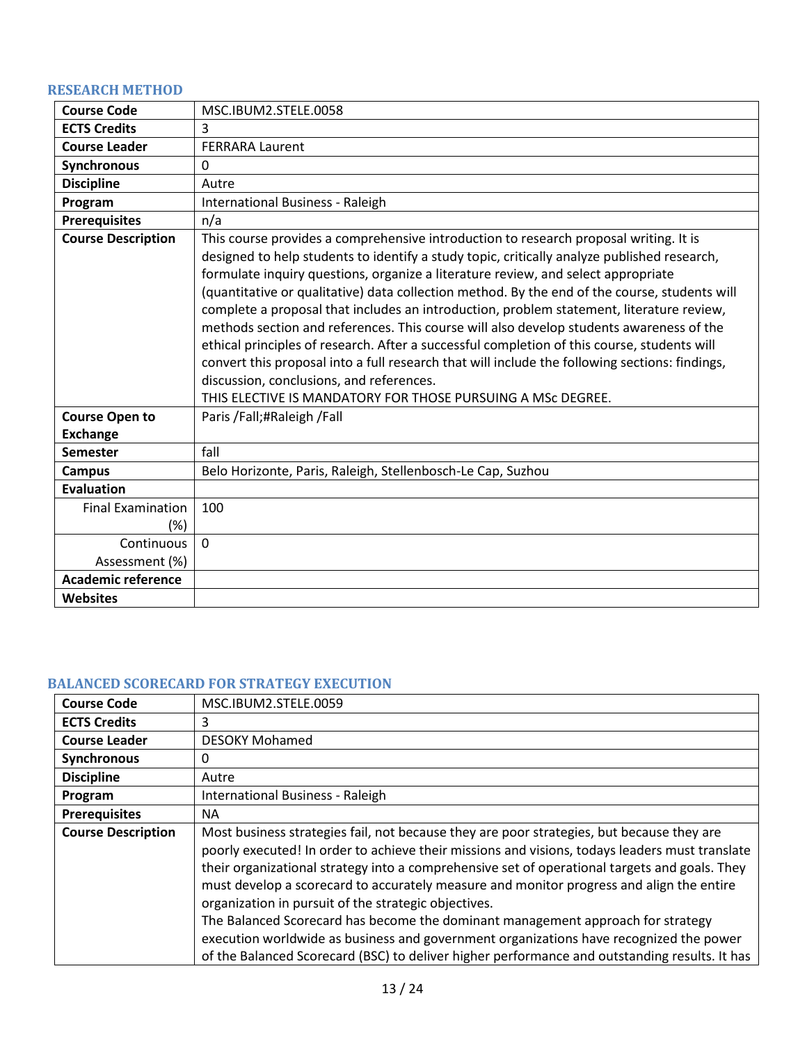### RESEARCH METHOD

| Course Code | MSC.IBUM2.STELE.0058 |
|---|---|
| ECTS Credits | 3 |
| Course Leader | FERRARA Laurent |
| Synchronous | 0 |
| Discipline | Autre |
| Program | International Business - Raleigh |
| Prerequisites | n/a |
| Course Description | This course provides a comprehensive introduction to research proposal writing. It is designed to help students to identify a study topic, critically analyze published research, formulate inquiry questions, organize a literature review, and select appropriate (quantitative or qualitative) data collection method. By the end of the course, students will complete a proposal that includes an introduction, problem statement, literature review, methods section and references. This course will also develop students awareness of the ethical principles of research. After a successful completion of this course, students will convert this proposal into a full research that will include the following sections: findings, discussion, conclusions, and references.<br>THIS ELECTIVE IS MANDATORY FOR THOSE PURSUING A MSc DEGREE. |
| Course Open to Exchange | Paris /Fall;#Raleigh /Fall |
| Semester | fall |
| Campus | Belo Horizonte, Paris, Raleigh, Stellenbosch-Le Cap, Suzhou |
| Evaluation | |
| Final Examination (%) | 100 |
| Continuous Assessment (%) | 0 |
| Academic reference | |
| Websites | |

### BALANCED SCORECARD FOR STRATEGY EXECUTION

| Course Code | MSC.IBUM2.STELE.0059 |
|---|---|
| ECTS Credits | 3 |
| Course Leader | DESOKY Mohamed |
| Synchronous | 0 |
| Discipline | Autre |
| Program | International Business - Raleigh |
| Prerequisites | NA |
| Course Description | Most business strategies fail, not because they are poor strategies, but because they are poorly executed! In order to achieve their missions and visions, todays leaders must translate their organizational strategy into a comprehensive set of operational targets and goals. They must develop a scorecard to accurately measure and monitor progress and align the entire organization in pursuit of the strategic objectives.<br>The Balanced Scorecard has become the dominant management approach for strategy execution worldwide as business and government organizations have recognized the power of the Balanced Scorecard (BSC) to deliver higher performance and outstanding results. It has |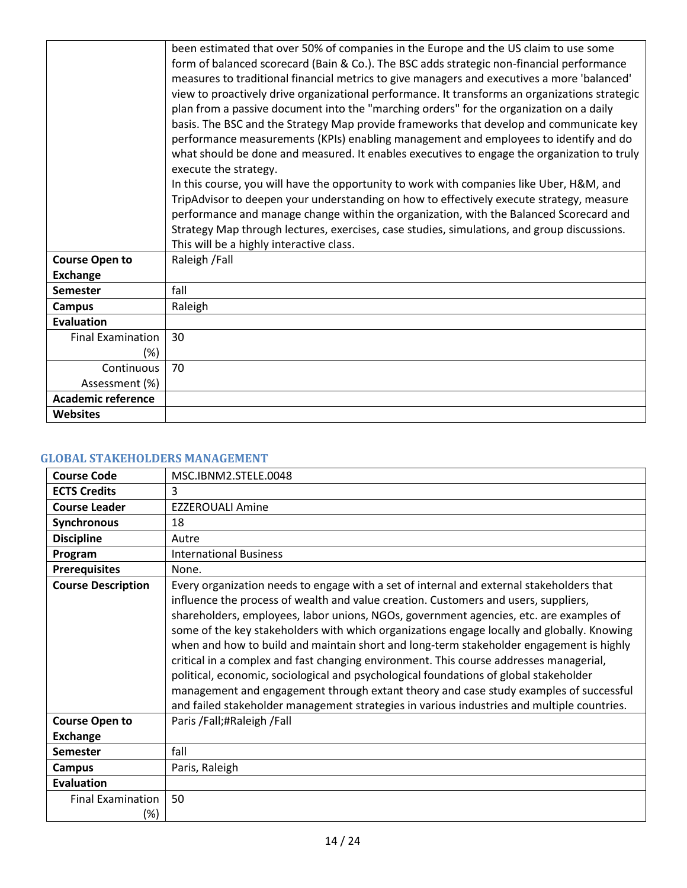| | |
|---|---|
| | been estimated that over 50% of companies in the Europe and the US claim to use some form of balanced scorecard (Bain & Co.). The BSC adds strategic non-financial performance measures to traditional financial metrics to give managers and executives a more 'balanced' view to proactively drive organizational performance. It transforms an organizations strategic plan from a passive document into the "marching orders" for the organization on a daily basis. The BSC and the Strategy Map provide frameworks that develop and communicate key performance measurements (KPIs) enabling management and employees to identify and do what should be done and measured. It enables executives to engage the organization to truly execute the strategy.<br>In this course, you will have the opportunity to work with companies like Uber, H&M, and TripAdvisor to deepen your understanding on how to effectively execute strategy, measure performance and manage change within the organization, with the Balanced Scorecard and Strategy Map through lectures, exercises, case studies, simulations, and group discussions. This will be a highly interactive class. |
| **Course Open to Exchange** | Raleigh /Fall |
| **Semester** | fall |
| **Campus** | Raleigh |
| **Evaluation** | |
| Final Examination (%) | 30 |
| Continuous Assessment (%) | 70 |
| **Academic reference** | |
| **Websites** | |

## GLOBAL STAKEHOLDERS MANAGEMENT

| | |
|---|---|
| **Course Code** | MSC.IBNM2.STELE.0048 |
| **ECTS Credits** | 3 |
| **Course Leader** | EZZEROUALI Amine |
| **Synchronous** | 18 |
| **Discipline** | Autre |
| **Program** | International Business |
| **Prerequisites** | None. |
| **Course Description** | Every organization needs to engage with a set of internal and external stakeholders that influence the process of wealth and value creation. Customers and users, suppliers, shareholders, employees, labor unions, NGOs, government agencies, etc. are examples of some of the key stakeholders with which organizations engage locally and globally. Knowing when and how to build and maintain short and long-term stakeholder engagement is highly critical in a complex and fast changing environment. This course addresses managerial, political, economic, sociological and psychological foundations of global stakeholder management and engagement through extant theory and case study examples of successful and failed stakeholder management strategies in various industries and multiple countries. |
| **Course Open to Exchange** | Paris /Fall;#Raleigh /Fall |
| **Semester** | fall |
| **Campus** | Paris, Raleigh |
| **Evaluation** | |
| Final Examination (%) | 50 |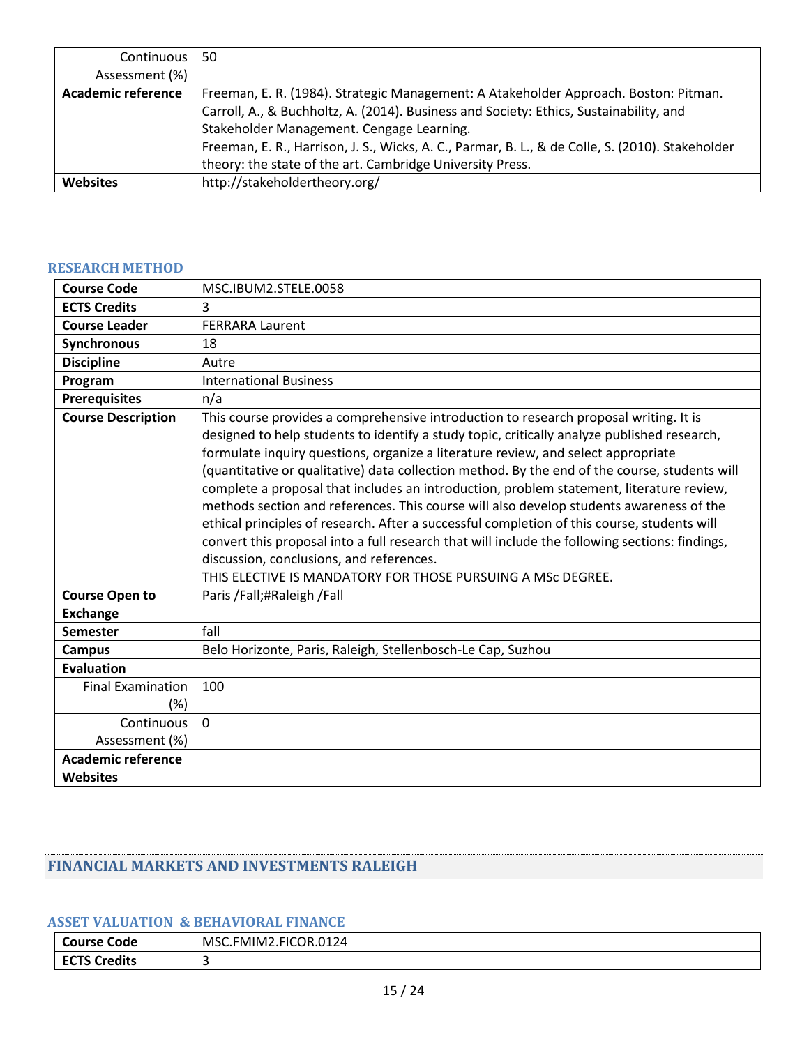| Continuous Assessment (%) | 50 |
|---|---|
| **Academic reference** | Freeman, E. R. (1984). Strategic Management: A Atakeholder Approach. Boston: Pitman. Carroll, A., & Buchholtz, A. (2014). Business and Society: Ethics, Sustainability, and Stakeholder Management. Cengage Learning. Freeman, E. R., Harrison, J. S., Wicks, A. C., Parmar, B. L., & de Colle, S. (2010). Stakeholder theory: the state of the art. Cambridge University Press. |
| **Websites** | http://stakeholdertheory.org/ |

### RESEARCH METHOD

| **Course Code** | MSC.IBUM2.STELE.0058 |
|---|---|
| **ECTS Credits** | 3 |
| **Course Leader** | FERRARA Laurent |
| **Synchronous** | 18 |
| **Discipline** | Autre |
| **Program** | International Business |
| **Prerequisites** | n/a |
| **Course Description** | This course provides a comprehensive introduction to research proposal writing. It is designed to help students to identify a study topic, critically analyze published research, formulate inquiry questions, organize a literature review, and select appropriate (quantitative or qualitative) data collection method. By the end of the course, students will complete a proposal that includes an introduction, problem statement, literature review, methods section and references. This course will also develop students awareness of the ethical principles of research. After a successful completion of this course, students will convert this proposal into a full research that will include the following sections: findings, discussion, conclusions, and references. THIS ELECTIVE IS MANDATORY FOR THOSE PURSUING A MSc DEGREE. |
| **Course Open to Exchange** | Paris /Fall;#Raleigh /Fall |
| **Semester** | fall |
| **Campus** | Belo Horizonte, Paris, Raleigh, Stellenbosch-Le Cap, Suzhou |
| **Evaluation** | |
| Final Examination (%) | 100 |
| Continuous Assessment (%) | 0 |
| **Academic reference** | |
| **Websites** | |

## FINANCIAL MARKETS AND INVESTMENTS RALEIGH

### ASSET VALUATION & BEHAVIORAL FINANCE

| **Course Code** | MSC.FMIM2.FICOR.0124 |
|---|---|
| **ECTS Credits** | 3 |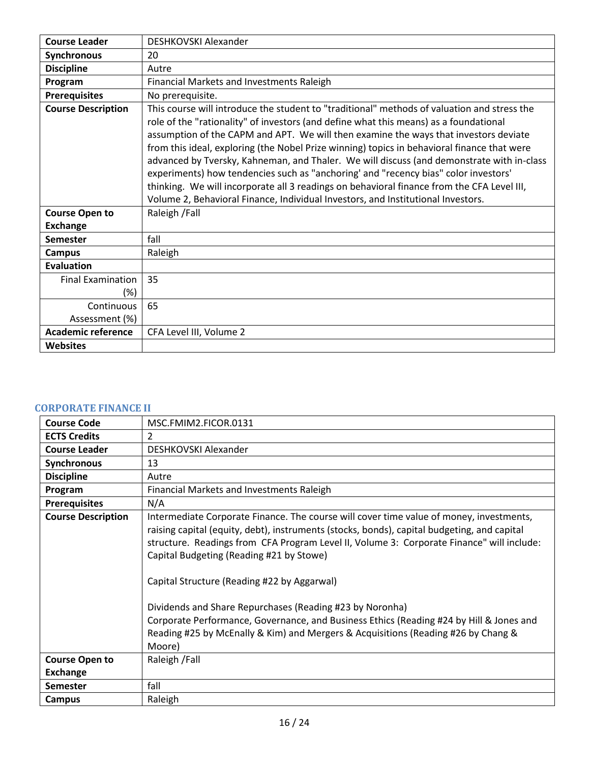| Course Leader | DESHKOVSKI Alexander |
|---|---|
| Synchronous | 20 |
| Discipline | Autre |
| Program | Financial Markets and Investments Raleigh |
| Prerequisites | No prerequisite. |
| Course Description | This course will introduce the student to "traditional" methods of valuation and stress the role of the "rationality" of investors (and define what this means) as a foundational assumption of the CAPM and APT. We will then examine the ways that investors deviate from this ideal, exploring (the Nobel Prize winning) topics in behavioral finance that were advanced by Tversky, Kahneman, and Thaler. We will discuss (and demonstrate with in-class experiments) how tendencies such as "anchoring' and "recency bias" color investors' thinking. We will incorporate all 3 readings on behavioral finance from the CFA Level III, Volume 2, Behavioral Finance, Individual Investors, and Institutional Investors. |
| Course Open to Exchange | Raleigh /Fall |
| Semester | fall |
| Campus | Raleigh |
| Evaluation | |
| Final Examination (%) | 35 |
| Continuous Assessment (%) | 65 |
| Academic reference | CFA Level III, Volume 2 |
| Websites | |

## CORPORATE FINANCE II

| Course Code | MSC.FMIM2.FICOR.0131 |
|---|---|
| ECTS Credits | 2 |
| Course Leader | DESHKOVSKI Alexander |
| Synchronous | 13 |
| Discipline | Autre |
| Program | Financial Markets and Investments Raleigh |
| Prerequisites | N/A |
| Course Description | Intermediate Corporate Finance. The course will cover time value of money, investments, raising capital (equity, debt), instruments (stocks, bonds), capital budgeting, and capital structure. Readings from CFA Program Level II, Volume 3: Corporate Finance" will include: Capital Budgeting (Reading #21 by Stowe)<br><br>Capital Structure (Reading #22 by Aggarwal)<br><br>Dividends and Share Repurchases (Reading #23 by Noronha)<br>Corporate Performance, Governance, and Business Ethics (Reading #24 by Hill & Jones and Reading #25 by McEnally & Kim) and Mergers & Acquisitions (Reading #26 by Chang & Moore) |
| Course Open to Exchange | Raleigh /Fall |
| Semester | fall |
| Campus | Raleigh |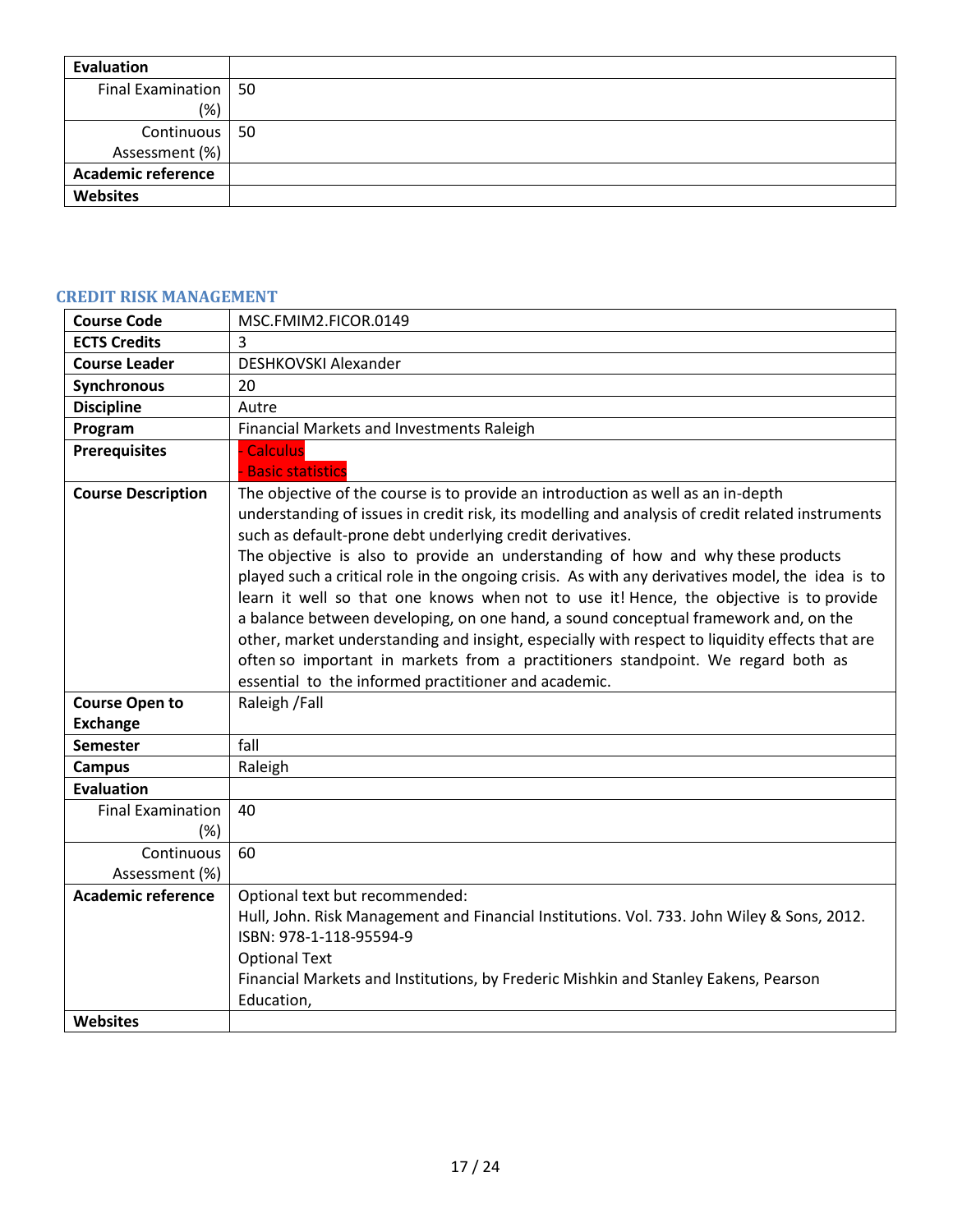| Evaluation | |
|---|---|
| Final Examination (%) | 50 |
| Continuous Assessment (%) | 50 |
| Academic reference | |
| Websites | |

### CREDIT RISK MANAGEMENT

| Course Code | MSC.FMIM2.FICOR.0149 |
|---|---|
| ECTS Credits | 3 |
| Course Leader | DESHKOVSKI Alexander |
| Synchronous | 20 |
| Discipline | Autre |
| Program | Financial Markets and Investments Raleigh |
| Prerequisites | - Calculus<br>- Basic statistics |
| Course Description | The objective of the course is to provide an introduction as well as an in-depth understanding of issues in credit risk, its modelling and analysis of credit related instruments such as default-prone debt underlying credit derivatives.<br>The objective is also to provide an understanding of how and why these products played such a critical role in the ongoing crisis. As with any derivatives model, the idea is to learn it well so that one knows when not to use it! Hence, the objective is to provide a balance between developing, on one hand, a sound conceptual framework and, on the other, market understanding and insight, especially with respect to liquidity effects that are often so important in markets from a practitioners standpoint. We regard both as essential to the informed practitioner and academic. |
| Course Open to Exchange | Raleigh /Fall |
| Semester | fall |
| Campus | Raleigh |
| Evaluation | |
| Final Examination (%) | 40 |
| Continuous Assessment (%) | 60 |
| Academic reference | Optional text but recommended:<br>Hull, John. Risk Management and Financial Institutions. Vol. 733. John Wiley & Sons, 2012. ISBN: 978-1-118-95594-9<br>Optional Text<br>Financial Markets and Institutions, by Frederic Mishkin and Stanley Eakens, Pearson Education, |
| Websites | |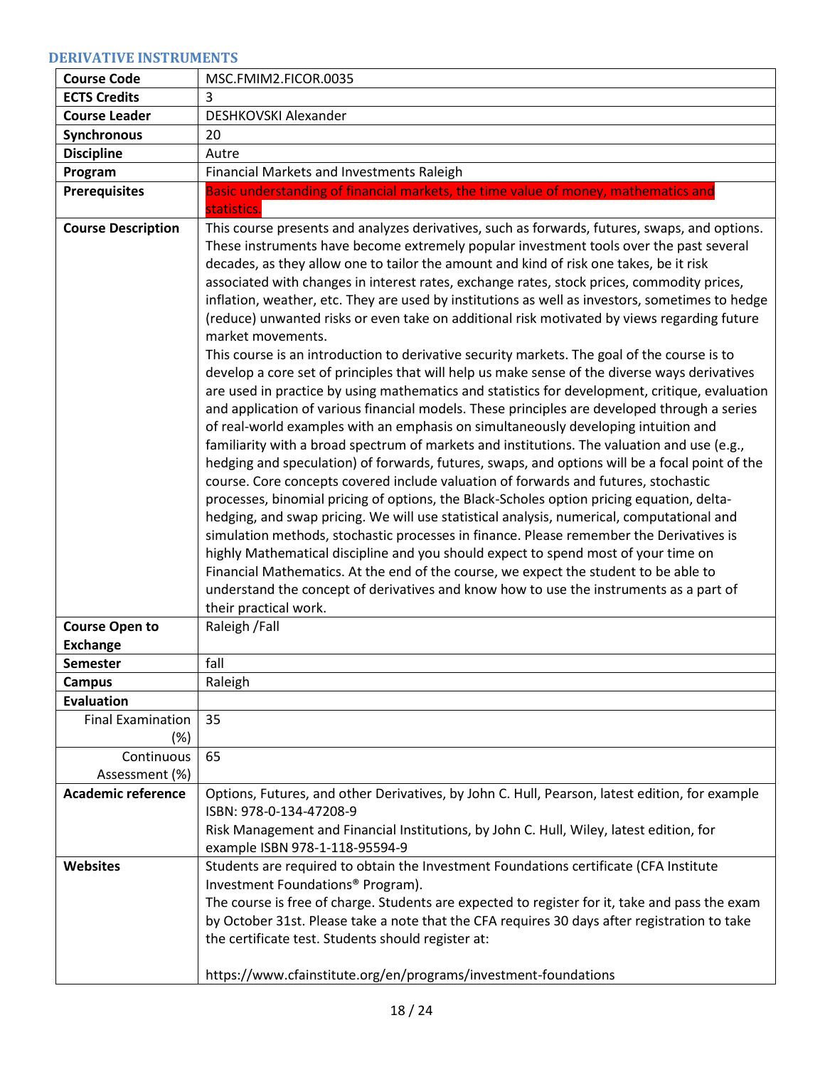## DERIVATIVE INSTRUMENTS

| Course Code | MSC.FMIM2.FICOR.0035 |
| --- | --- |
| **ECTS Credits** | 3 |
| **Course Leader** | DESHKOVSKI Alexander |
| **Synchronous** | 20 |
| **Discipline** | Autre |
| **Program** | Financial Markets and Investments Raleigh |
| **Prerequisites** | Basic understanding of financial markets, the time value of money, mathematics and statistics. |
| **Course Description** | This course presents and analyzes derivatives, such as forwards, futures, swaps, and options. These instruments have become extremely popular investment tools over the past several decades, as they allow one to tailor the amount and kind of risk one takes, be it risk associated with changes in interest rates, exchange rates, stock prices, commodity prices, inflation, weather, etc. They are used by institutions as well as investors, sometimes to hedge (reduce) unwanted risks or even take on additional risk motivated by views regarding future market movements.<br>This course is an introduction to derivative security markets. The goal of the course is to develop a core set of principles that will help us make sense of the diverse ways derivatives are used in practice by using mathematics and statistics for development, critique, evaluation and application of various financial models. These principles are developed through a series of real-world examples with an emphasis on simultaneously developing intuition and familiarity with a broad spectrum of markets and institutions. The valuation and use (e.g., hedging and speculation) of forwards, futures, swaps, and options will be a focal point of the course. Core concepts covered include valuation of forwards and futures, stochastic processes, binomial pricing of options, the Black-Scholes option pricing equation, delta-hedging, and swap pricing. We will use statistical analysis, numerical, computational and simulation methods, stochastic processes in finance. Please remember the Derivatives is highly Mathematical discipline and you should expect to spend most of your time on Financial Mathematics. At the end of the course, we expect the student to be able to understand the concept of derivatives and know how to use the instruments as a part of their practical work. |
| **Course Open to Exchange** | Raleigh /Fall |
| **Semester** | fall |
| **Campus** | Raleigh |
| **Evaluation** | |
| Final Examination (%) | 35 |
| Continuous Assessment (%) | 65 |
| **Academic reference** | Options, Futures, and other Derivatives, by John C. Hull, Pearson, latest edition, for example ISBN: 978-0-134-47208-9<br>Risk Management and Financial Institutions, by John C. Hull, Wiley, latest edition, for example ISBN 978-1-118-95594-9 |
| **Websites** | Students are required to obtain the Investment Foundations certificate (CFA Institute Investment Foundations® Program).<br>The course is free of charge. Students are expected to register for it, take and pass the exam by October 31st. Please take a note that the CFA requires 30 days after registration to take the certificate test. Students should register at:<br><br>https://www.cfainstitute.org/en/programs/investment-foundations |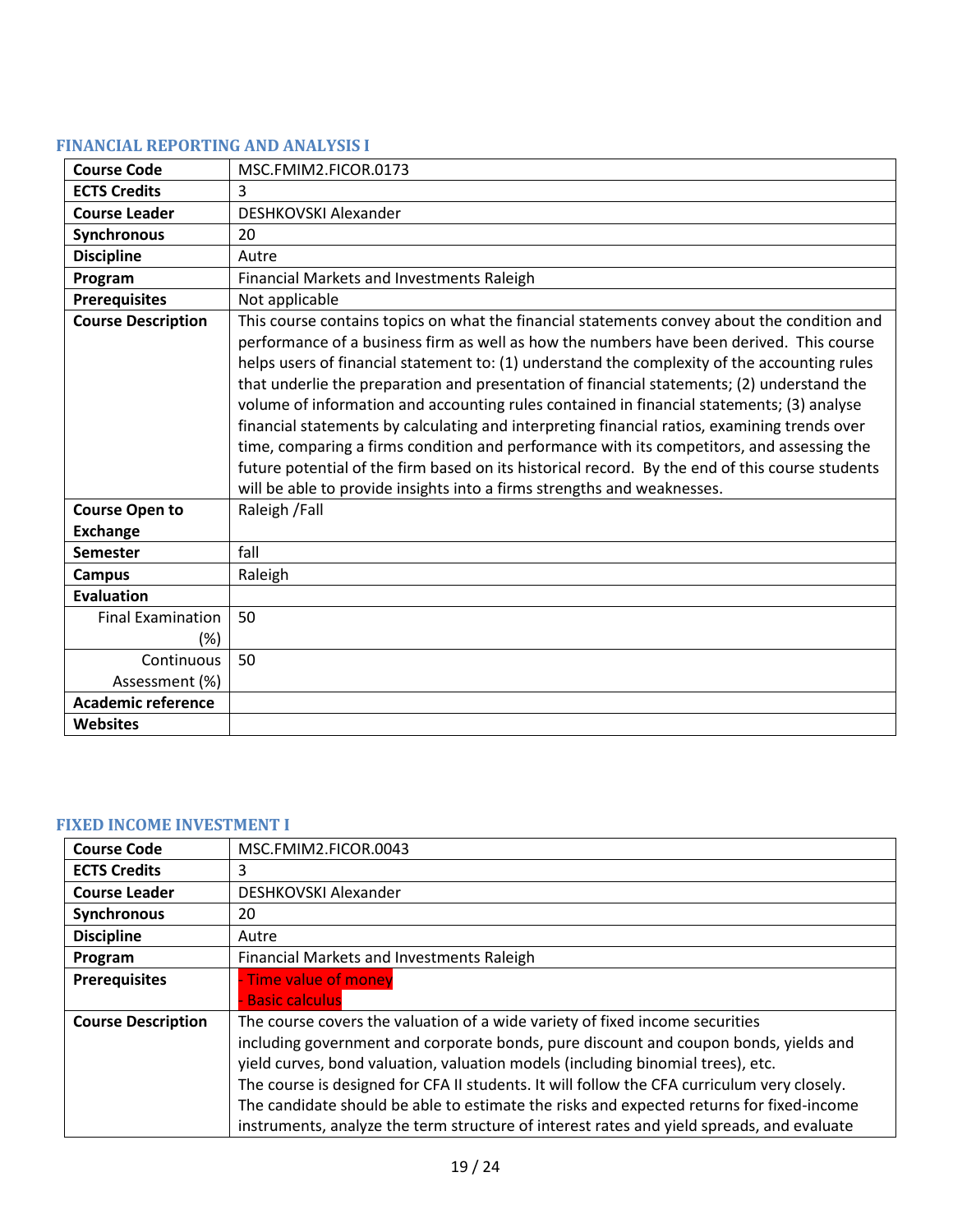### FINANCIAL REPORTING AND ANALYSIS I

| | |
|---|---|
| **Course Code** | MSC.FMIM2.FICOR.0173 |
| **ECTS Credits** | 3 |
| **Course Leader** | DESHKOVSKI Alexander |
| **Synchronous** | 20 |
| **Discipline** | Autre |
| **Program** | Financial Markets and Investments Raleigh |
| **Prerequisites** | Not applicable |
| **Course Description** | This course contains topics on what the financial statements convey about the condition and performance of a business firm as well as how the numbers have been derived. This course helps users of financial statement to: (1) understand the complexity of the accounting rules that underlie the preparation and presentation of financial statements; (2) understand the volume of information and accounting rules contained in financial statements; (3) analyse financial statements by calculating and interpreting financial ratios, examining trends over time, comparing a firms condition and performance with its competitors, and assessing the future potential of the firm based on its historical record. By the end of this course students will be able to provide insights into a firms strengths and weaknesses. |
| **Course Open to Exchange** | Raleigh /Fall |
| **Semester** | fall |
| **Campus** | Raleigh |
| **Evaluation** | |
| Final Examination (%) | 50 |
| Continuous Assessment (%) | 50 |
| **Academic reference** | |
| **Websites** | |

### FIXED INCOME INVESTMENT I

| | |
|---|---|
| **Course Code** | MSC.FMIM2.FICOR.0043 |
| **ECTS Credits** | 3 |
| **Course Leader** | DESHKOVSKI Alexander |
| **Synchronous** | 20 |
| **Discipline** | Autre |
| **Program** | Financial Markets and Investments Raleigh |
| **Prerequisites** | - Time value of money<br>- Basic calculus |
| **Course Description** | The course covers the valuation of a wide variety of fixed income securities including government and corporate bonds, pure discount and coupon bonds, yields and yield curves, bond valuation, valuation models (including binomial trees), etc.<br>The course is designed for CFA II students. It will follow the CFA curriculum very closely.<br>The candidate should be able to estimate the risks and expected returns for fixed-income instruments, analyze the term structure of interest rates and yield spreads, and evaluate |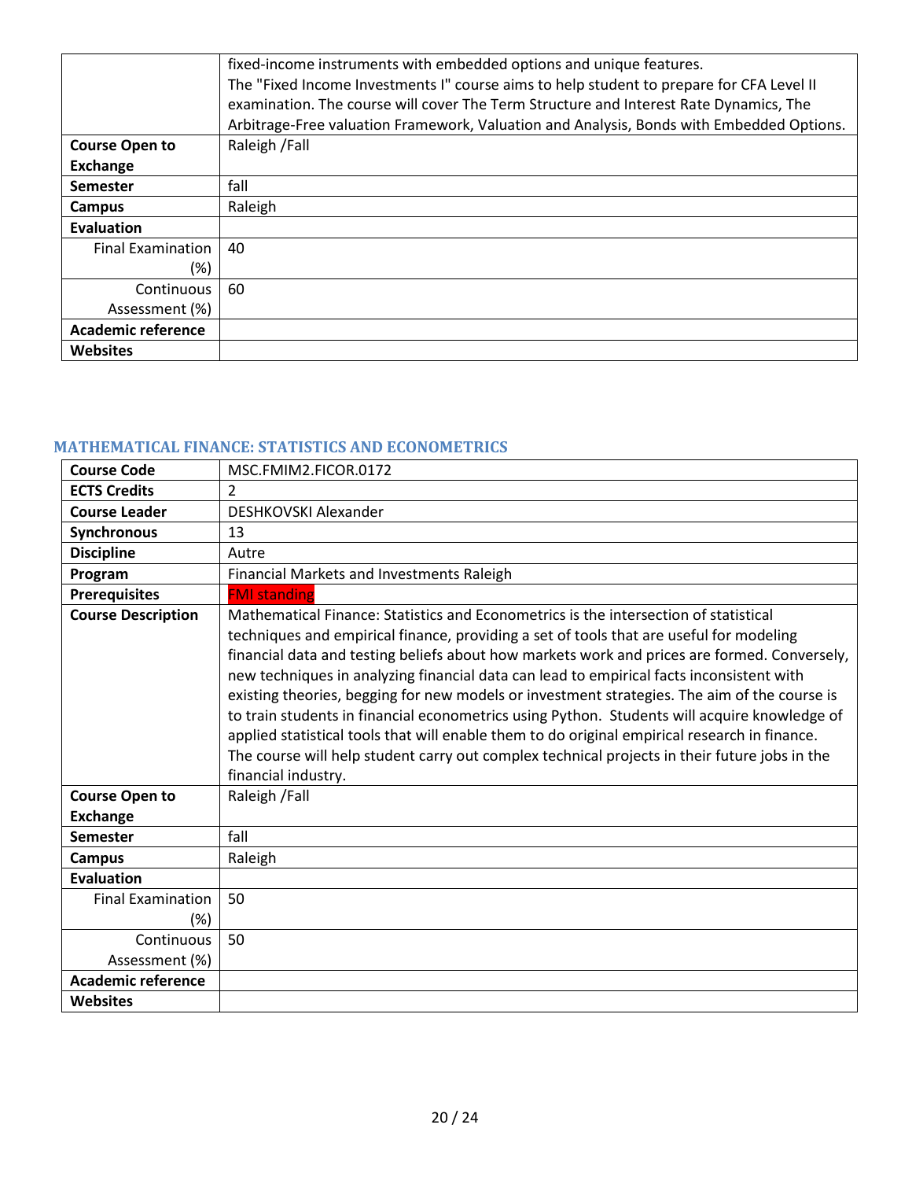| | |
|---|---|
| | fixed-income instruments with embedded options and unique features. The "Fixed Income Investments I" course aims to help student to prepare for CFA Level II examination. The course will cover The Term Structure and Interest Rate Dynamics, The Arbitrage-Free valuation Framework, Valuation and Analysis, Bonds with Embedded Options. |
| **Course Open to Exchange** | Raleigh /Fall |
| **Semester** | fall |
| **Campus** | Raleigh |
| **Evaluation** | |
| Final Examination (%) | 40 |
| Continuous Assessment (%) | 60 |
| **Academic reference** | |
| **Websites** | |

### MATHEMATICAL FINANCE: STATISTICS AND ECONOMETRICS

| | |
|---|---|
| **Course Code** | MSC.FMIM2.FICOR.0172 |
| **ECTS Credits** | 2 |
| **Course Leader** | DESHKOVSKI Alexander |
| **Synchronous** | 13 |
| **Discipline** | Autre |
| **Program** | Financial Markets and Investments Raleigh |
| **Prerequisites** | FMI standing |
| **Course Description** | Mathematical Finance: Statistics and Econometrics is the intersection of statistical techniques and empirical finance, providing a set of tools that are useful for modeling financial data and testing beliefs about how markets work and prices are formed. Conversely, new techniques in analyzing financial data can lead to empirical facts inconsistent with existing theories, begging for new models or investment strategies. The aim of the course is to train students in financial econometrics using Python. Students will acquire knowledge of applied statistical tools that will enable them to do original empirical research in finance. The course will help student carry out complex technical projects in their future jobs in the financial industry. |
| **Course Open to Exchange** | Raleigh /Fall |
| **Semester** | fall |
| **Campus** | Raleigh |
| **Evaluation** | |
| Final Examination (%) | 50 |
| Continuous Assessment (%) | 50 |
| **Academic reference** | |
| **Websites** | |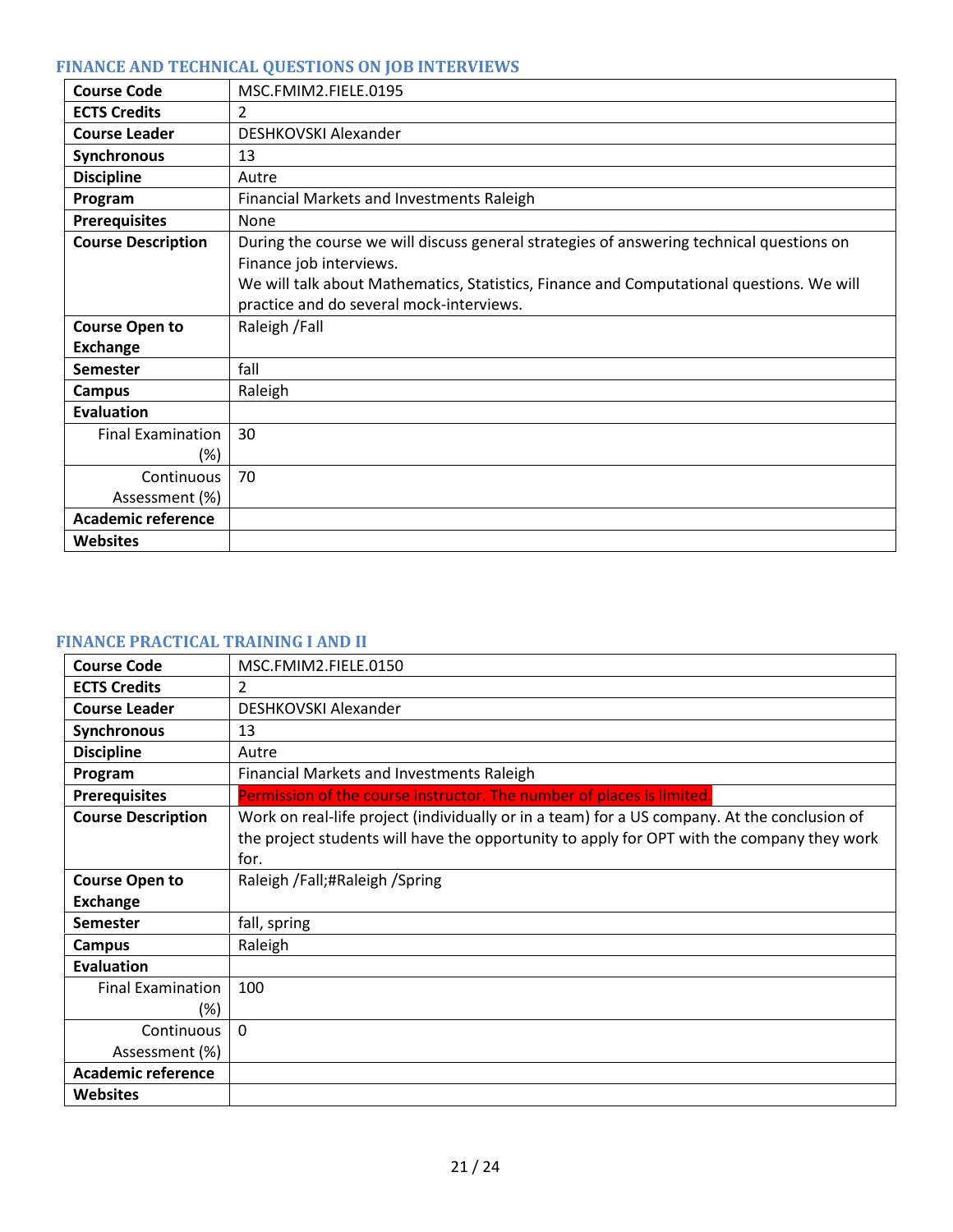### FINANCE AND TECHNICAL QUESTIONS ON JOB INTERVIEWS

| | |
|---|---|
| **Course Code** | MSC.FMIM2.FIELE.0195 |
| **ECTS Credits** | 2 |
| **Course Leader** | DESHKOVSKI Alexander |
| **Synchronous** | 13 |
| **Discipline** | Autre |
| **Program** | Financial Markets and Investments Raleigh |
| **Prerequisites** | None |
| **Course Description** | During the course we will discuss general strategies of answering technical questions on Finance job interviews.<br>We will talk about Mathematics, Statistics, Finance and Computational questions. We will practice and do several mock-interviews. |
| **Course Open to Exchange** | Raleigh /Fall |
| **Semester** | fall |
| **Campus** | Raleigh |
| **Evaluation** | |
| Final Examination (%) | 30 |
| Continuous Assessment (%) | 70 |
| **Academic reference** | |
| **Websites** | |

### FINANCE PRACTICAL TRAINING I AND II

| | |
|---|---|
| **Course Code** | MSC.FMIM2.FIELE.0150 |
| **ECTS Credits** | 2 |
| **Course Leader** | DESHKOVSKI Alexander |
| **Synchronous** | 13 |
| **Discipline** | Autre |
| **Program** | Financial Markets and Investments Raleigh |
| **Prerequisites** | Permission of the course instructor. The number of places is limited. |
| **Course Description** | Work on real-life project (individually or in a team) for a US company. At the conclusion of the project students will have the opportunity to apply for OPT with the company they work for. |
| **Course Open to Exchange** | Raleigh /Fall;#Raleigh /Spring |
| **Semester** | fall, spring |
| **Campus** | Raleigh |
| **Evaluation** | |
| Final Examination (%) | 100 |
| Continuous Assessment (%) | 0 |
| **Academic reference** | |
| **Websites** | |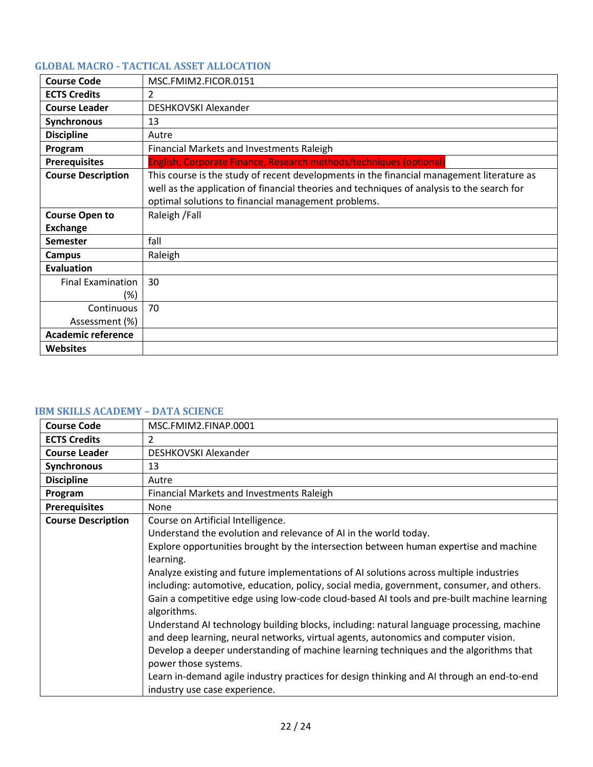### GLOBAL MACRO - TACTICAL ASSET ALLOCATION

| Course Code | MSC.FMIM2.FICOR.0151 |
|---|---|
| ECTS Credits | 2 |
| Course Leader | DESHKOVSKI Alexander |
| Synchronous | 13 |
| Discipline | Autre |
| Program | Financial Markets and Investments Raleigh |
| Prerequisites | English, Corporate Finance, Research methods/techniques (optional) |
| Course Description | This course is the study of recent developments in the financial management literature as well as the application of financial theories and techniques of analysis to the search for optimal solutions to financial management problems. |
| Course Open to Exchange | Raleigh /Fall |
| Semester | fall |
| Campus | Raleigh |
| Evaluation | |
| Final Examination (%) | 30 |
| Continuous Assessment (%) | 70 |
| Academic reference | |
| Websites | |

### IBM SKILLS ACADEMY – DATA SCIENCE

| Course Code | MSC.FMIM2.FINAP.0001 |
|---|---|
| ECTS Credits | 2 |
| Course Leader | DESHKOVSKI Alexander |
| Synchronous | 13 |
| Discipline | Autre |
| Program | Financial Markets and Investments Raleigh |
| Prerequisites | None |
| Course Description | Course on Artificial Intelligence.<br>Understand the evolution and relevance of AI in the world today.<br>Explore opportunities brought by the intersection between human expertise and machine learning.<br>Analyze existing and future implementations of AI solutions across multiple industries including: automotive, education, policy, social media, government, consumer, and others.<br>Gain a competitive edge using low-code cloud-based AI tools and pre-built machine learning algorithms.<br>Understand AI technology building blocks, including: natural language processing, machine and deep learning, neural networks, virtual agents, autonomics and computer vision.<br>Develop a deeper understanding of machine learning techniques and the algorithms that power those systems.<br>Learn in-demand agile industry practices for design thinking and AI through an end-to-end industry use case experience. |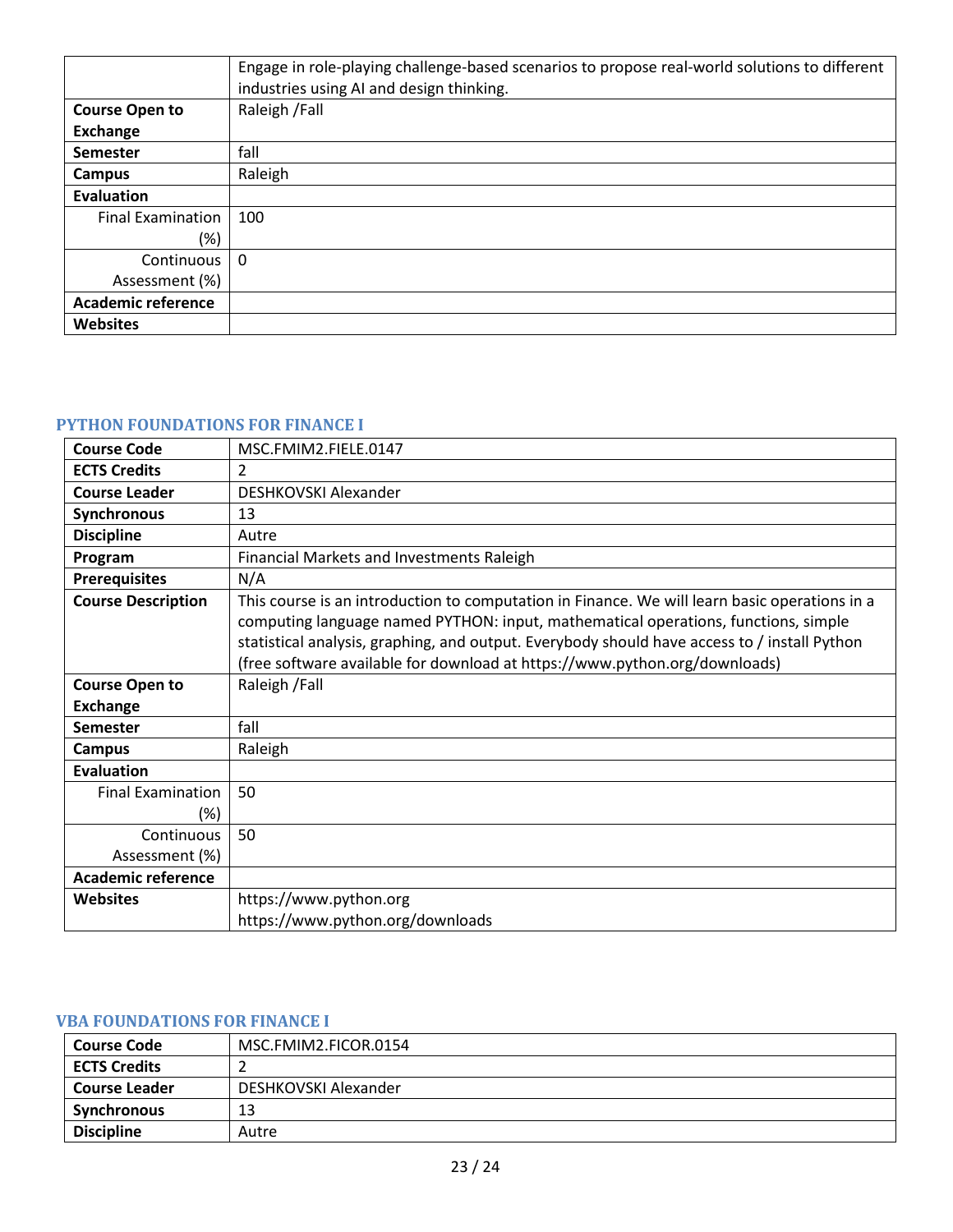| | |
|---|---|
| | Engage in role-playing challenge-based scenarios to propose real-world solutions to different industries using AI and design thinking. |
| **Course Open to Exchange** | Raleigh /Fall |
| **Semester** | fall |
| **Campus** | Raleigh |
| **Evaluation** | |
| Final Examination (%) | 100 |
| Continuous Assessment (%) | 0 |
| **Academic reference** | |
| **Websites** | |

### PYTHON FOUNDATIONS FOR FINANCE I

| | |
|---|---|
| **Course Code** | MSC.FMIM2.FIELE.0147 |
| **ECTS Credits** | 2 |
| **Course Leader** | DESHKOVSKI Alexander |
| **Synchronous** | 13 |
| **Discipline** | Autre |
| **Program** | Financial Markets and Investments Raleigh |
| **Prerequisites** | N/A |
| **Course Description** | This course is an introduction to computation in Finance. We will learn basic operations in a computing language named PYTHON: input, mathematical operations, functions, simple statistical analysis, graphing, and output. Everybody should have access to / install Python (free software available for download at https://www.python.org/downloads) |
| **Course Open to Exchange** | Raleigh /Fall |
| **Semester** | fall |
| **Campus** | Raleigh |
| **Evaluation** | |
| Final Examination (%) | 50 |
| Continuous Assessment (%) | 50 |
| **Academic reference** | |
| **Websites** | https://www.python.org<br>https://www.python.org/downloads |

### VBA FOUNDATIONS FOR FINANCE I

| | |
|---|---|
| **Course Code** | MSC.FMIM2.FICOR.0154 |
| **ECTS Credits** | 2 |
| **Course Leader** | DESHKOVSKI Alexander |
| **Synchronous** | 13 |
| **Discipline** | Autre |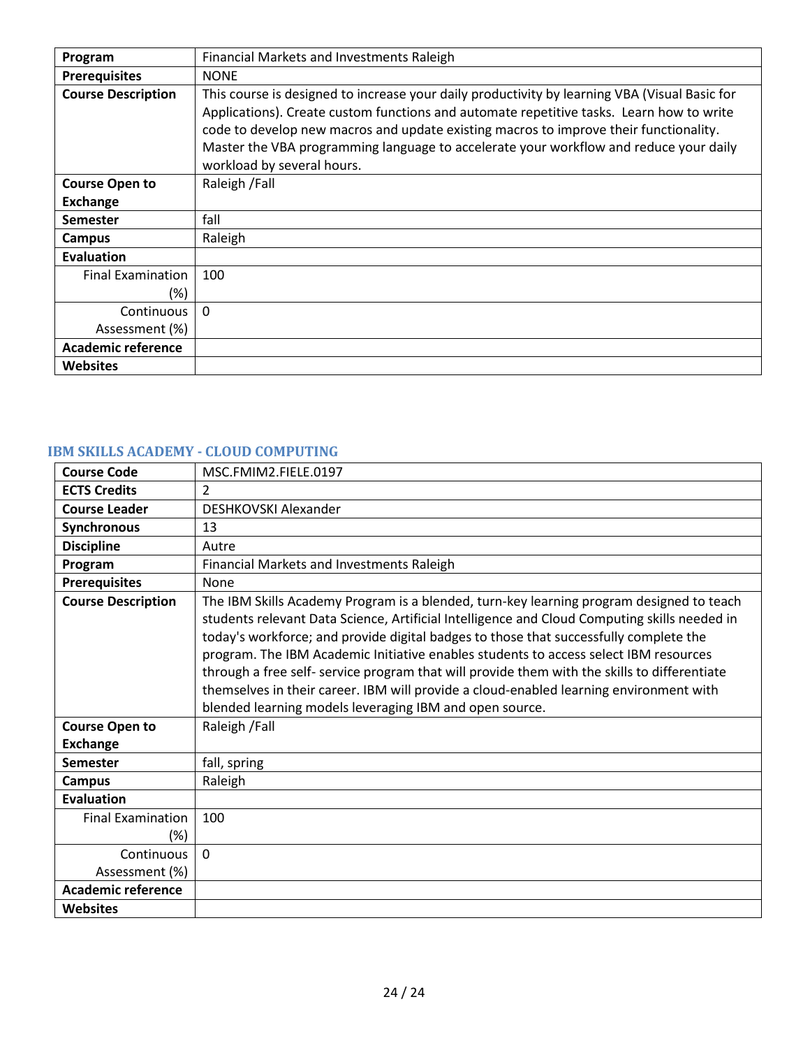| | |
|---|---|
| **Program** | Financial Markets and Investments Raleigh |
| **Prerequisites** | NONE |
| **Course Description** | This course is designed to increase your daily productivity by learning VBA (Visual Basic for Applications). Create custom functions and automate repetitive tasks. Learn how to write code to develop new macros and update existing macros to improve their functionality. Master the VBA programming language to accelerate your workflow and reduce your daily workload by several hours. |
| **Course Open to Exchange** | Raleigh /Fall |
| **Semester** | fall |
| **Campus** | Raleigh |
| **Evaluation** | |
| Final Examination (%) | 100 |
| Continuous Assessment (%) | 0 |
| **Academic reference** | |
| **Websites** | |

### IBM SKILLS ACADEMY - CLOUD COMPUTING

| | |
|---|---|
| **Course Code** | MSC.FMIM2.FIELE.0197 |
| **ECTS Credits** | 2 |
| **Course Leader** | DESHKOVSKI Alexander |
| **Synchronous** | 13 |
| **Discipline** | Autre |
| **Program** | Financial Markets and Investments Raleigh |
| **Prerequisites** | None |
| **Course Description** | The IBM Skills Academy Program is a blended, turn-key learning program designed to teach students relevant Data Science, Artificial Intelligence and Cloud Computing skills needed in today's workforce; and provide digital badges to those that successfully complete the program. The IBM Academic Initiative enables students to access select IBM resources through a free self- service program that will provide them with the skills to differentiate themselves in their career. IBM will provide a cloud-enabled learning environment with blended learning models leveraging IBM and open source. |
| **Course Open to Exchange** | Raleigh /Fall |
| **Semester** | fall, spring |
| **Campus** | Raleigh |
| **Evaluation** | |
| Final Examination (%) | 100 |
| Continuous Assessment (%) | 0 |
| **Academic reference** | |
| **Websites** | |